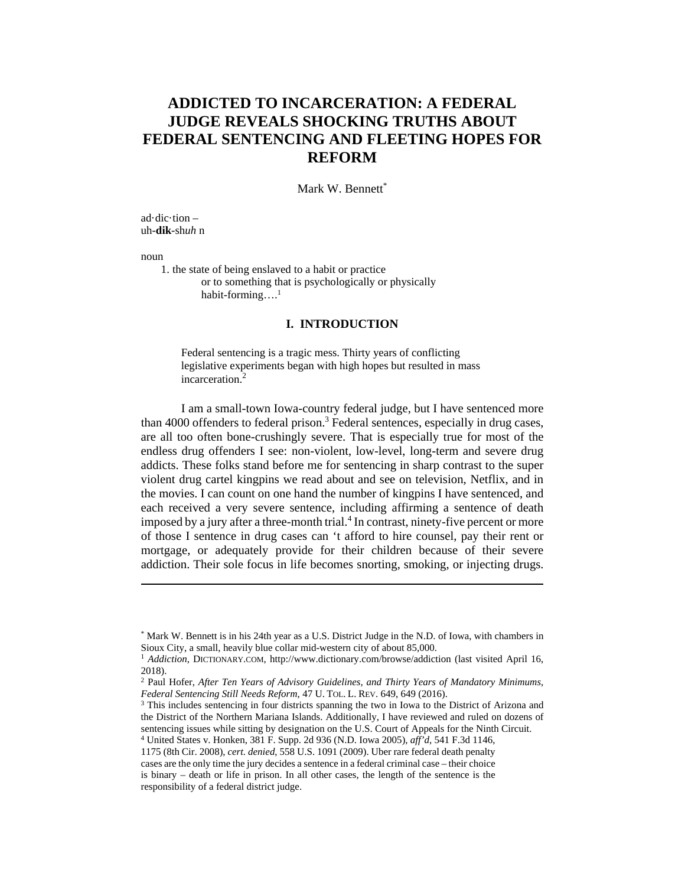# ADDICTED TO INCARCERATION: A FEDERAL JUDGE REVEALS SHOCKING TRUTHS ABOUT FEDERAL SENTENCING AND FLEETING HOPES FOR REFORM

Mark W. Bennett*

ad·dic·tion –
uh-**dik**-sh*uh* n

noun

1. the state of being enslaved to a habit or practice or to something that is psychologically or physically habit-forming….[1]

## I. INTRODUCTION

> Federal sentencing is a tragic mess. Thirty years of conflicting legislative experiments began with high hopes but resulted in mass incarceration.[2]

I am a small-town Iowa-country federal judge, but I have sentenced more than 4000 offenders to federal prison.[3] Federal sentences, especially in drug cases, are all too often bone-crushingly severe. That is especially true for most of the endless drug offenders I see: non-violent, low-level, long-term and severe drug addicts. These folks stand before me for sentencing in sharp contrast to the super violent drug cartel kingpins we read about and see on television, Netflix, and in the movies. I can count on one hand the number of kingpins I have sentenced, and each received a very severe sentence, including affirming a sentence of death imposed by a jury after a three-month trial.[4] In contrast, ninety-five percent or more of those I sentence in drug cases can 't afford to hire counsel, pay their rent or mortgage, or adequately provide for their children because of their severe addiction. Their sole focus in life becomes snorting, smoking, or injecting drugs.

---

\* Mark W. Bennett is in his 24th year as a U.S. District Judge in the N.D. of Iowa, with chambers in Sioux City, a small, heavily blue collar mid-western city of about 85,000.

[1] *Addiction*, DICTIONARY.COM, http://www.dictionary.com/browse/addiction (last visited April 16, 2018).

[2] Paul Hofer, *After Ten Years of Advisory Guidelines, and Thirty Years of Mandatory Minimums, Federal Sentencing Still Needs Reform*, 47 U. TOL. L. REV. 649, 649 (2016).

[3] This includes sentencing in four districts spanning the two in Iowa to the District of Arizona and the District of the Northern Mariana Islands. Additionally, I have reviewed and ruled on dozens of sentencing issues while sitting by designation on the U.S. Court of Appeals for the Ninth Circuit.

[4] United States v. Honken, 381 F. Supp. 2d 936 (N.D. Iowa 2005), *aff'd*, 541 F.3d 1146, 1175 (8th Cir. 2008), *cert. denied*, 558 U.S. 1091 (2009). Uber rare federal death penalty cases are the only time the jury decides a sentence in a federal criminal case – their choice is binary – death or life in prison. In all other cases, the length of the sentence is the responsibility of a federal district judge.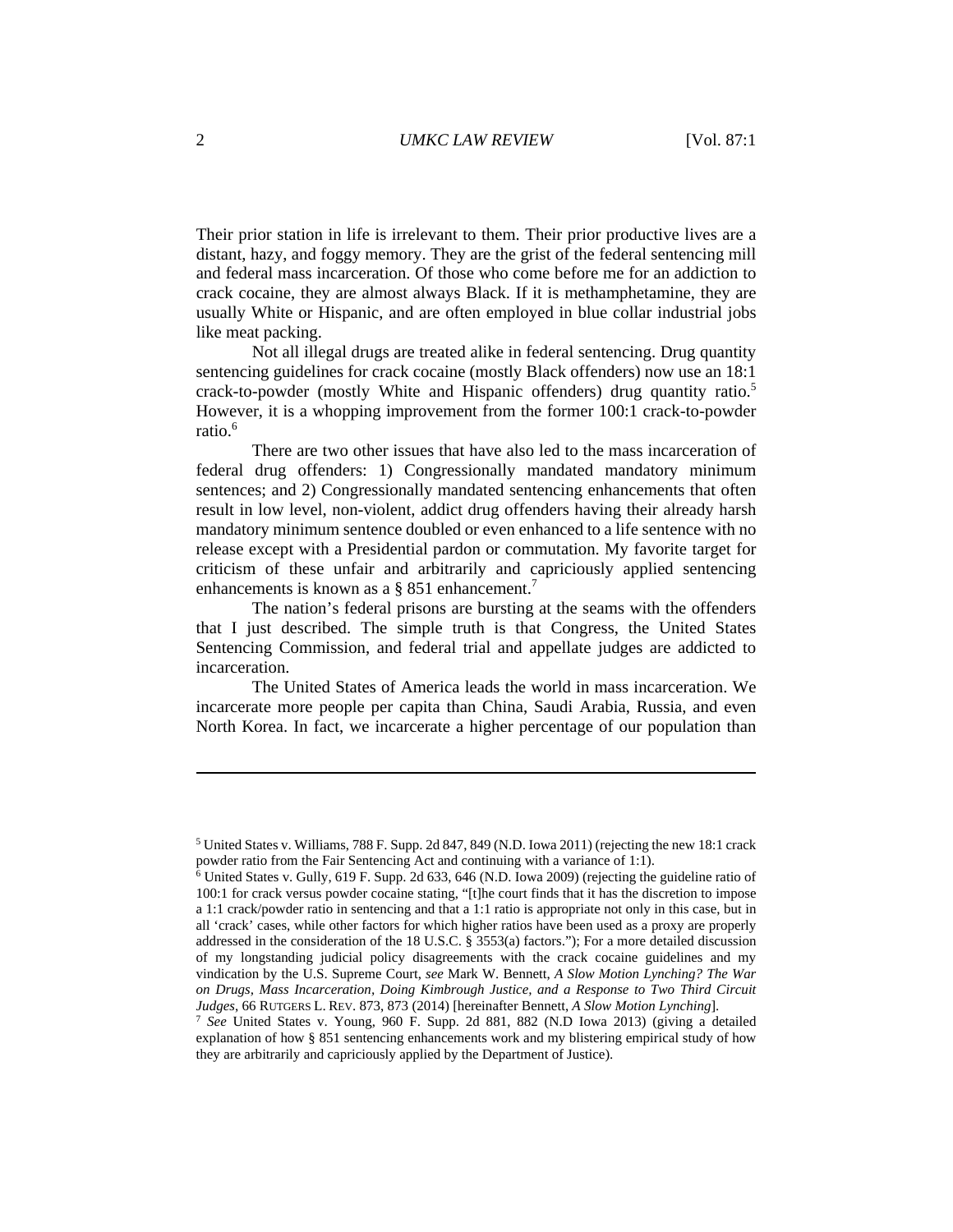Their prior station in life is irrelevant to them. Their prior productive lives are a distant, hazy, and foggy memory. They are the grist of the federal sentencing mill and federal mass incarceration. Of those who come before me for an addiction to crack cocaine, they are almost always Black. If it is methamphetamine, they are usually White or Hispanic, and are often employed in blue collar industrial jobs like meat packing.

Not all illegal drugs are treated alike in federal sentencing. Drug quantity sentencing guidelines for crack cocaine (mostly Black offenders) now use an 18:1 crack-to-powder (mostly White and Hispanic offenders) drug quantity ratio.[5] However, it is a whopping improvement from the former 100:1 crack-to-powder ratio.[6]

There are two other issues that have also led to the mass incarceration of federal drug offenders: 1) Congressionally mandated mandatory minimum sentences; and 2) Congressionally mandated sentencing enhancements that often result in low level, non-violent, addict drug offenders having their already harsh mandatory minimum sentence doubled or even enhanced to a life sentence with no release except with a Presidential pardon or commutation. My favorite target for criticism of these unfair and arbitrarily and capriciously applied sentencing enhancements is known as a § 851 enhancement.[7]

The nation's federal prisons are bursting at the seams with the offenders that I just described. The simple truth is that Congress, the United States Sentencing Commission, and federal trial and appellate judges are addicted to incarceration.

The United States of America leads the world in mass incarceration. We incarcerate more people per capita than China, Saudi Arabia, Russia, and even North Korea. In fact, we incarcerate a higher percentage of our population than

---

[5] United States v. Williams, 788 F. Supp. 2d 847, 849 (N.D. Iowa 2011) (rejecting the new 18:1 crack powder ratio from the Fair Sentencing Act and continuing with a variance of 1:1).

[6] United States v. Gully, 619 F. Supp. 2d 633, 646 (N.D. Iowa 2009) (rejecting the guideline ratio of 100:1 for crack versus powder cocaine stating, "[t]he court finds that it has the discretion to impose a 1:1 crack/powder ratio in sentencing and that a 1:1 ratio is appropriate not only in this case, but in all 'crack' cases, while other factors for which higher ratios have been used as a proxy are properly addressed in the consideration of the 18 U.S.C. § 3553(a) factors."); For a more detailed discussion of my longstanding judicial policy disagreements with the crack cocaine guidelines and my vindication by the U.S. Supreme Court, *see* Mark W. Bennett, *A Slow Motion Lynching? The War on Drugs, Mass Incarceration, Doing Kimbrough Justice, and a Response to Two Third Circuit Judges*, 66 RUTGERS L. REV. 873, 873 (2014) [hereinafter Bennett, *A Slow Motion Lynching*].

[7] *See* United States v. Young, 960 F. Supp. 2d 881, 882 (N.D Iowa 2013) (giving a detailed explanation of how § 851 sentencing enhancements work and my blistering empirical study of how they are arbitrarily and capriciously applied by the Department of Justice).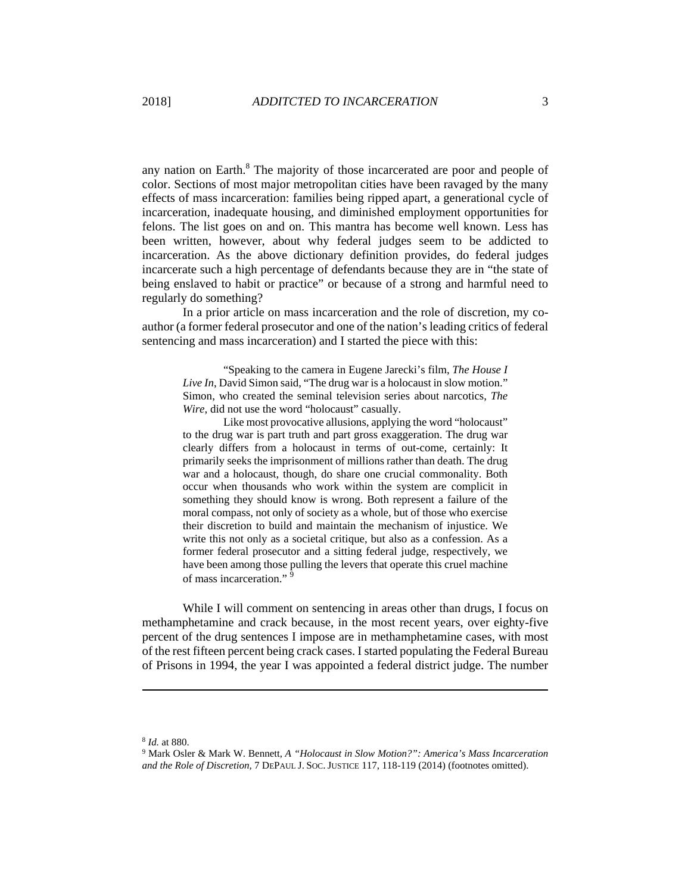any nation on Earth.[8] The majority of those incarcerated are poor and people of color. Sections of most major metropolitan cities have been ravaged by the many effects of mass incarceration: families being ripped apart, a generational cycle of incarceration, inadequate housing, and diminished employment opportunities for felons. The list goes on and on. This mantra has become well known. Less has been written, however, about why federal judges seem to be addicted to incarceration. As the above dictionary definition provides, do federal judges incarcerate such a high percentage of defendants because they are in "the state of being enslaved to habit or practice" or because of a strong and harmful need to regularly do something?

In a prior article on mass incarceration and the role of discretion, my co-author (a former federal prosecutor and one of the nation's leading critics of federal sentencing and mass incarceration) and I started the piece with this:

> "Speaking to the camera in Eugene Jarecki's film, *The House I Live In*, David Simon said, "The drug war is a holocaust in slow motion." Simon, who created the seminal television series about narcotics, *The Wire*, did not use the word "holocaust" casually.
>
> Like most provocative allusions, applying the word "holocaust" to the drug war is part truth and part gross exaggeration. The drug war clearly differs from a holocaust in terms of out-come, certainly: It primarily seeks the imprisonment of millions rather than death. The drug war and a holocaust, though, do share one crucial commonality. Both occur when thousands who work within the system are complicit in something they should know is wrong. Both represent a failure of the moral compass, not only of society as a whole, but of those who exercise their discretion to build and maintain the mechanism of injustice. We write this not only as a societal critique, but also as a confession. As a former federal prosecutor and a sitting federal judge, respectively, we have been among those pulling the levers that operate this cruel machine of mass incarceration."[9]

While I will comment on sentencing in areas other than drugs, I focus on methamphetamine and crack because, in the most recent years, over eighty-five percent of the drug sentences I impose are in methamphetamine cases, with most of the rest fifteen percent being crack cases. I started populating the Federal Bureau of Prisons in 1994, the year I was appointed a federal district judge. The number

---

[8] *Id.* at 880.

[9] Mark Osler & Mark W. Bennett, *A "Holocaust in Slow Motion?": America's Mass Incarceration and the Role of Discretion*, 7 DEPAUL J. SOC. JUSTICE 117, 118-119 (2014) (footnotes omitted).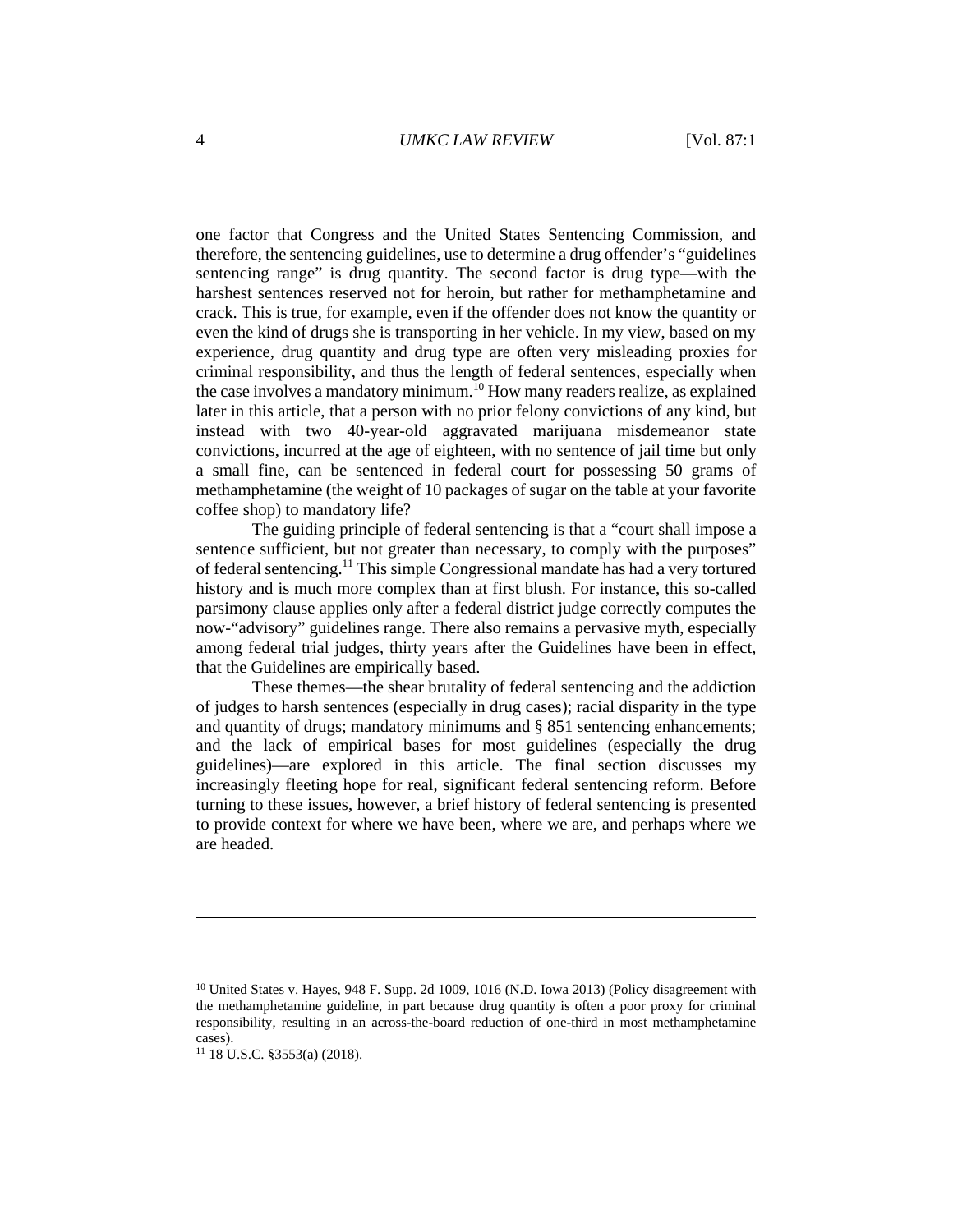one factor that Congress and the United States Sentencing Commission, and therefore, the sentencing guidelines, use to determine a drug offender's "guidelines sentencing range" is drug quantity. The second factor is drug type—with the harshest sentences reserved not for heroin, but rather for methamphetamine and crack. This is true, for example, even if the offender does not know the quantity or even the kind of drugs she is transporting in her vehicle. In my view, based on my experience, drug quantity and drug type are often very misleading proxies for criminal responsibility, and thus the length of federal sentences, especially when the case involves a mandatory minimum.[10] How many readers realize, as explained later in this article, that a person with no prior felony convictions of any kind, but instead with two 40-year-old aggravated marijuana misdemeanor state convictions, incurred at the age of eighteen, with no sentence of jail time but only a small fine, can be sentenced in federal court for possessing 50 grams of methamphetamine (the weight of 10 packages of sugar on the table at your favorite coffee shop) to mandatory life?

The guiding principle of federal sentencing is that a "court shall impose a sentence sufficient, but not greater than necessary, to comply with the purposes" of federal sentencing.[11] This simple Congressional mandate has had a very tortured history and is much more complex than at first blush. For instance, this so-called parsimony clause applies only after a federal district judge correctly computes the now-"advisory" guidelines range. There also remains a pervasive myth, especially among federal trial judges, thirty years after the Guidelines have been in effect, that the Guidelines are empirically based.

These themes—the shear brutality of federal sentencing and the addiction of judges to harsh sentences (especially in drug cases); racial disparity in the type and quantity of drugs; mandatory minimums and § 851 sentencing enhancements; and the lack of empirical bases for most guidelines (especially the drug guidelines)—are explored in this article. The final section discusses my increasingly fleeting hope for real, significant federal sentencing reform. Before turning to these issues, however, a brief history of federal sentencing is presented to provide context for where we have been, where we are, and perhaps where we are headed.

---

[10] United States v. Hayes, 948 F. Supp. 2d 1009, 1016 (N.D. Iowa 2013) (Policy disagreement with the methamphetamine guideline, in part because drug quantity is often a poor proxy for criminal responsibility, resulting in an across-the-board reduction of one-third in most methamphetamine cases).

[11] 18 U.S.C. §3553(a) (2018).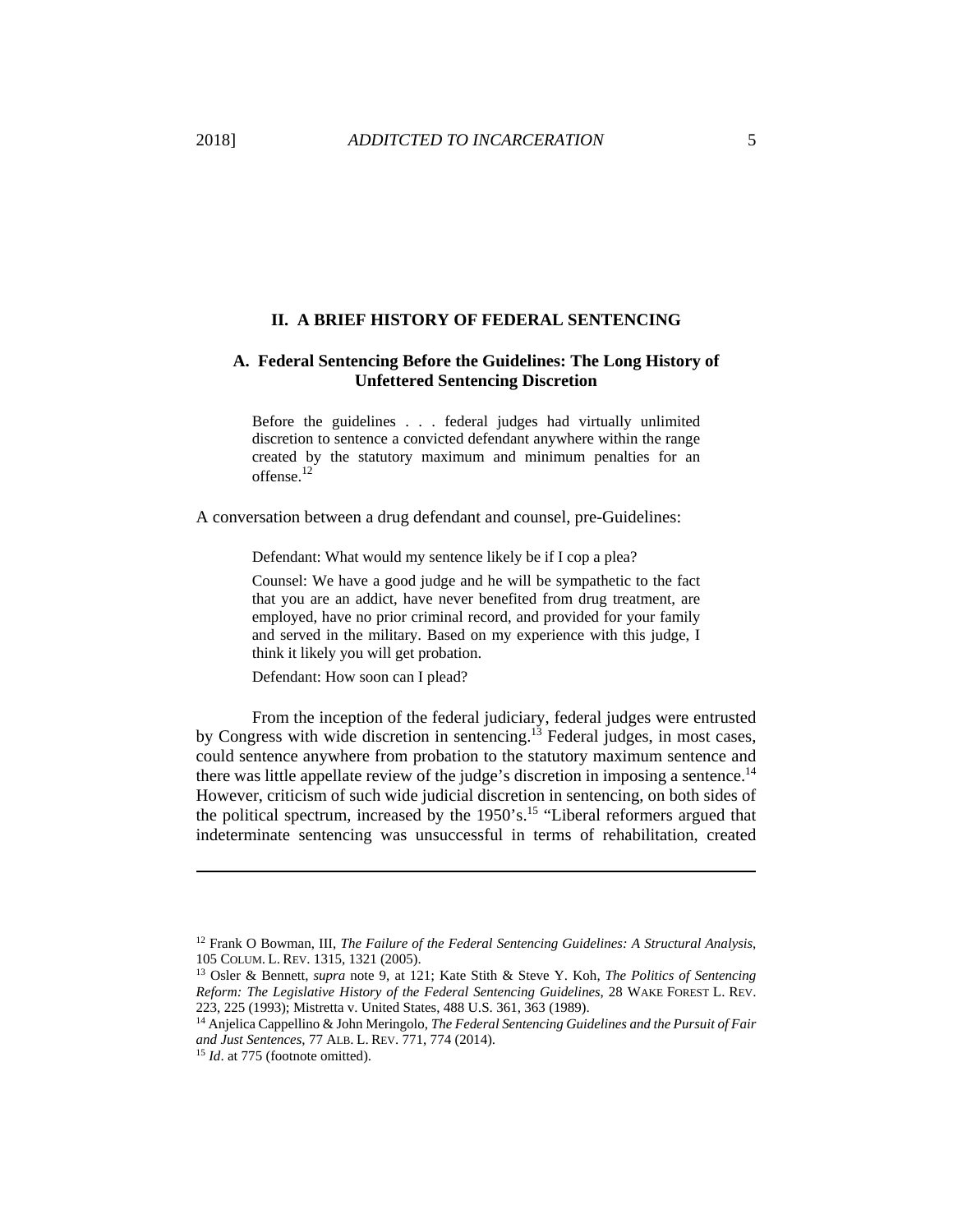## II. A BRIEF HISTORY OF FEDERAL SENTENCING

### A. Federal Sentencing Before the Guidelines: The Long History of Unfettered Sentencing Discretion

> Before the guidelines . . . federal judges had virtually unlimited discretion to sentence a convicted defendant anywhere within the range created by the statutory maximum and minimum penalties for an offense.[12]

A conversation between a drug defendant and counsel, pre-Guidelines:

> Defendant: What would my sentence likely be if I cop a plea?
>
> Counsel: We have a good judge and he will be sympathetic to the fact that you are an addict, have never benefited from drug treatment, are employed, have no prior criminal record, and provided for your family and served in the military. Based on my experience with this judge, I think it likely you will get probation.
>
> Defendant: How soon can I plead?

From the inception of the federal judiciary, federal judges were entrusted by Congress with wide discretion in sentencing.[13] Federal judges, in most cases, could sentence anywhere from probation to the statutory maximum sentence and there was little appellate review of the judge's discretion in imposing a sentence.[14] However, criticism of such wide judicial discretion in sentencing, on both sides of the political spectrum, increased by the 1950's.[15] "Liberal reformers argued that indeterminate sentencing was unsuccessful in terms of rehabilitation, created

---

[12] Frank O Bowman, III, *The Failure of the Federal Sentencing Guidelines: A Structural Analysis*, 105 COLUM. L. REV. 1315, 1321 (2005).

[13] Osler & Bennett, *supra* note 9, at 121; Kate Stith & Steve Y. Koh, *The Politics of Sentencing Reform: The Legislative History of the Federal Sentencing Guidelines*, 28 WAKE FOREST L. REV. 223, 225 (1993); Mistretta v. United States, 488 U.S. 361, 363 (1989).

[14] Anjelica Cappellino & John Meringolo, *The Federal Sentencing Guidelines and the Pursuit of Fair and Just Sentences*, 77 ALB. L. REV. 771, 774 (2014).

[15] *Id*. at 775 (footnote omitted).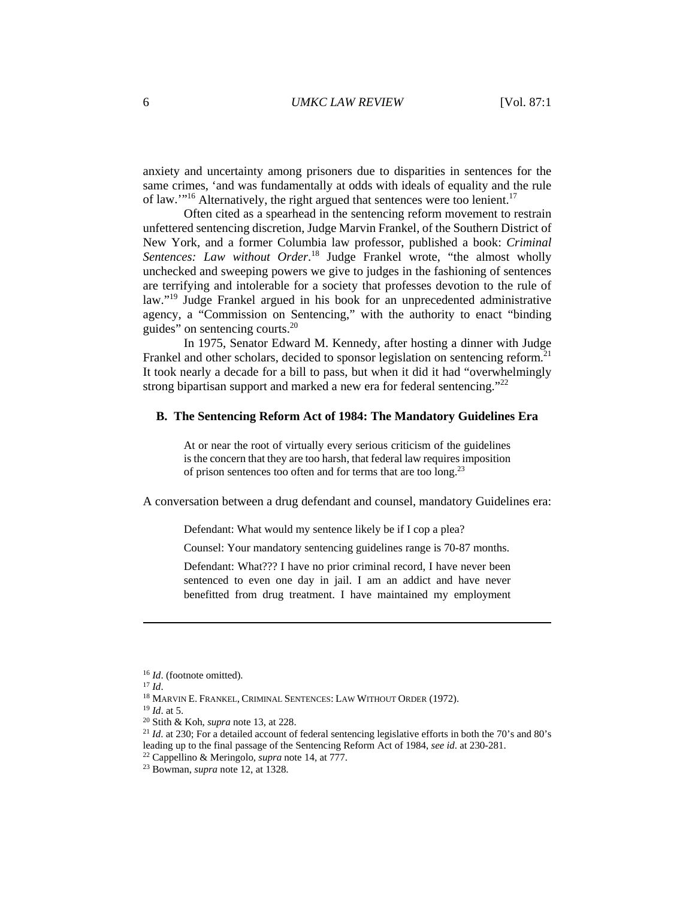anxiety and uncertainty among prisoners due to disparities in sentences for the same crimes, 'and was fundamentally at odds with ideals of equality and the rule of law.'"[16] Alternatively, the right argued that sentences were too lenient.[17]

Often cited as a spearhead in the sentencing reform movement to restrain unfettered sentencing discretion, Judge Marvin Frankel, of the Southern District of New York, and a former Columbia law professor, published a book: *Criminal Sentences: Law without Order*.[18] Judge Frankel wrote, "the almost wholly unchecked and sweeping powers we give to judges in the fashioning of sentences are terrifying and intolerable for a society that professes devotion to the rule of law."[19] Judge Frankel argued in his book for an unprecedented administrative agency, a "Commission on Sentencing," with the authority to enact "binding guides" on sentencing courts.[20]

In 1975, Senator Edward M. Kennedy, after hosting a dinner with Judge Frankel and other scholars, decided to sponsor legislation on sentencing reform.[21] It took nearly a decade for a bill to pass, but when it did it had "overwhelmingly strong bipartisan support and marked a new era for federal sentencing."[22]

### B. The Sentencing Reform Act of 1984: The Mandatory Guidelines Era

> At or near the root of virtually every serious criticism of the guidelines is the concern that they are too harsh, that federal law requires imposition of prison sentences too often and for terms that are too long.[23]

A conversation between a drug defendant and counsel, mandatory Guidelines era:

> Defendant: What would my sentence likely be if I cop a plea?
>
> Counsel: Your mandatory sentencing guidelines range is 70-87 months.
>
> Defendant: What??? I have no prior criminal record, I have never been sentenced to even one day in jail. I am an addict and have never benefitted from drug treatment. I have maintained my employment

---

[16] *Id*. (footnote omitted).

[17] *Id*.

[18] MARVIN E. FRANKEL, CRIMINAL SENTENCES: LAW WITHOUT ORDER (1972).

[19] *Id*. at 5.

[20] Stith & Koh, *supra* note 13, at 228.

[21] *Id*. at 230; For a detailed account of federal sentencing legislative efforts in both the 70's and 80's leading up to the final passage of the Sentencing Reform Act of 1984, *see id*. at 230-281.

[22] Cappellino & Meringolo, *supra* note 14, at 777.

[23] Bowman, *supra* note 12, at 1328.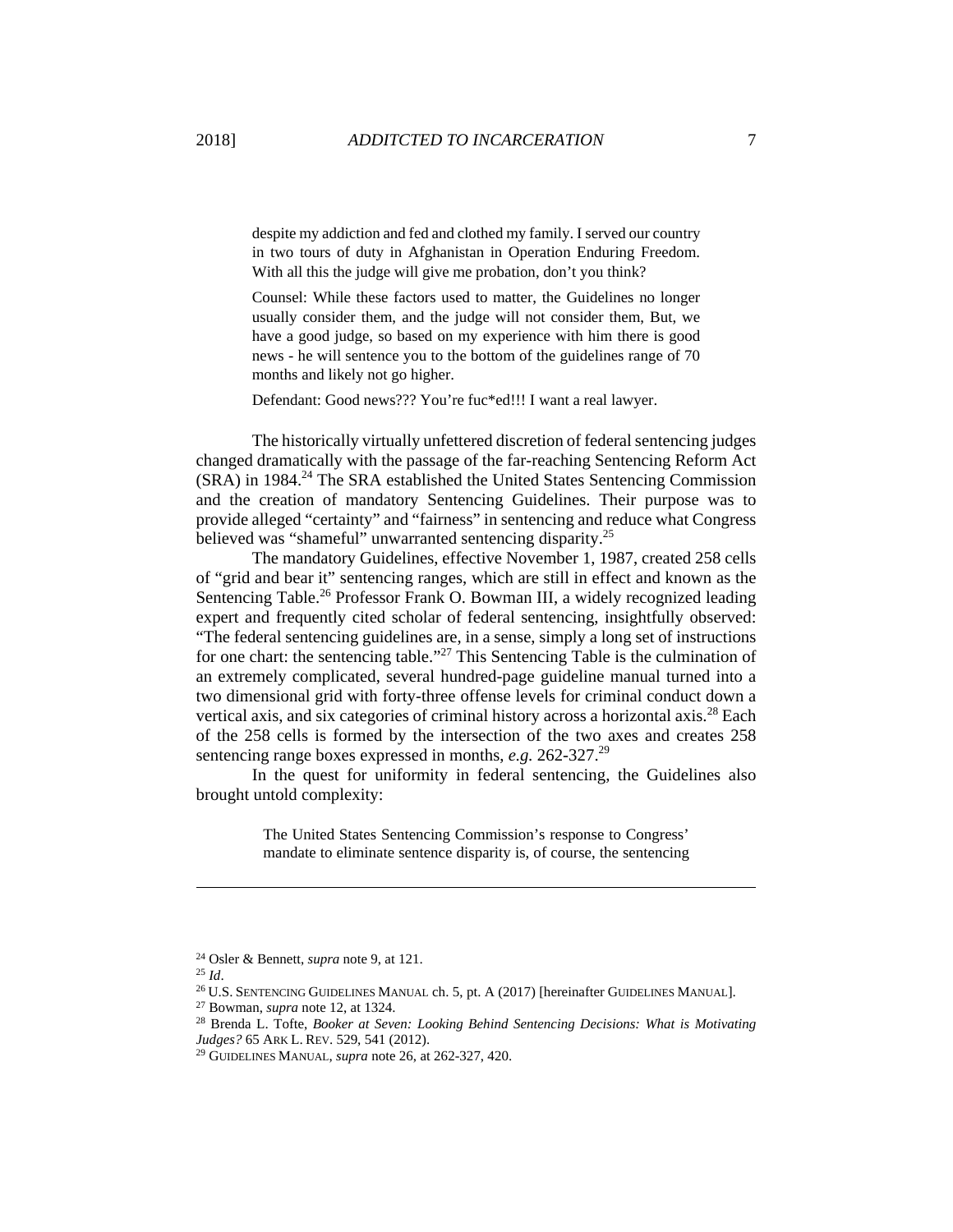> despite my addiction and fed and clothed my family. I served our country in two tours of duty in Afghanistan in Operation Enduring Freedom. With all this the judge will give me probation, don't you think?
>
> Counsel: While these factors used to matter, the Guidelines no longer usually consider them, and the judge will not consider them, But, we have a good judge, so based on my experience with him there is good news - he will sentence you to the bottom of the guidelines range of 70 months and likely not go higher.
>
> Defendant: Good news??? You're fuc*ed!!! I want a real lawyer.

The historically virtually unfettered discretion of federal sentencing judges changed dramatically with the passage of the far-reaching Sentencing Reform Act (SRA) in 1984.[24] The SRA established the United States Sentencing Commission and the creation of mandatory Sentencing Guidelines. Their purpose was to provide alleged "certainty" and "fairness" in sentencing and reduce what Congress believed was "shameful" unwarranted sentencing disparity.[25]

The mandatory Guidelines, effective November 1, 1987, created 258 cells of "grid and bear it" sentencing ranges, which are still in effect and known as the Sentencing Table.[26] Professor Frank O. Bowman III, a widely recognized leading expert and frequently cited scholar of federal sentencing, insightfully observed: "The federal sentencing guidelines are, in a sense, simply a long set of instructions for one chart: the sentencing table."[27] This Sentencing Table is the culmination of an extremely complicated, several hundred-page guideline manual turned into a two dimensional grid with forty-three offense levels for criminal conduct down a vertical axis, and six categories of criminal history across a horizontal axis.[28] Each of the 258 cells is formed by the intersection of the two axes and creates 258 sentencing range boxes expressed in months, *e.g.* 262-327.[29]

In the quest for uniformity in federal sentencing, the Guidelines also brought untold complexity:

> The United States Sentencing Commission's response to Congress' mandate to eliminate sentence disparity is, of course, the sentencing

---

[24] Osler & Bennett, *supra* note 9, at 121.

[25] *Id*.

[26] U.S. SENTENCING GUIDELINES MANUAL ch. 5, pt. A (2017) [hereinafter GUIDELINES MANUAL].

[27] Bowman, *supra* note 12, at 1324.

[28] Brenda L. Tofte, *Booker at Seven: Looking Behind Sentencing Decisions: What is Motivating Judges?* 65 ARK L. REV. 529, 541 (2012).

[29] GUIDELINES MANUAL, *supra* note 26, at 262-327, 420.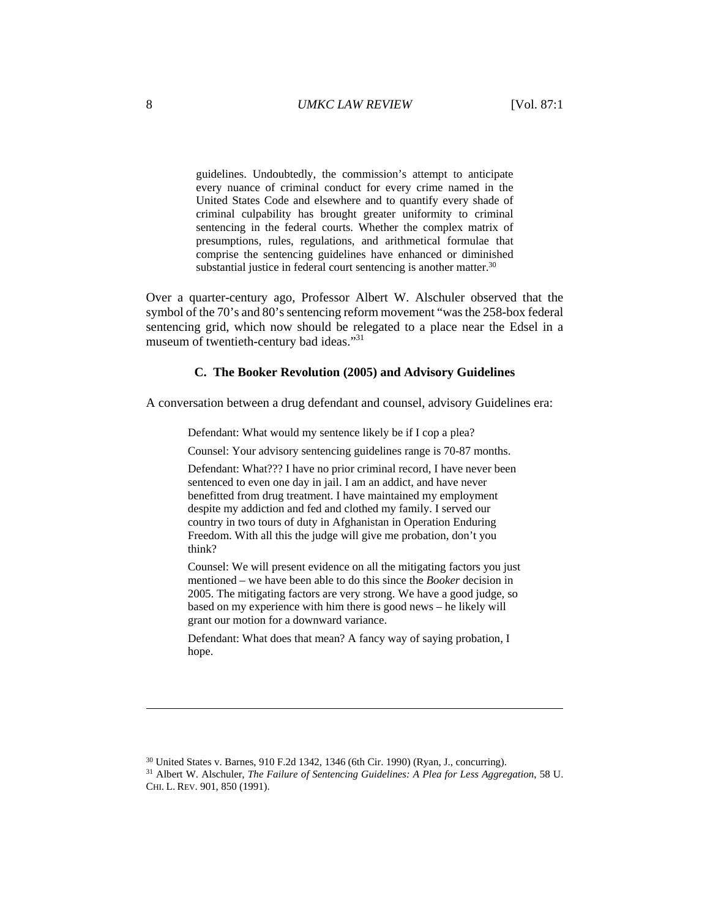> guidelines. Undoubtedly, the commission's attempt to anticipate every nuance of criminal conduct for every crime named in the United States Code and elsewhere and to quantify every shade of criminal culpability has brought greater uniformity to criminal sentencing in the federal courts. Whether the complex matrix of presumptions, rules, regulations, and arithmetical formulae that comprise the sentencing guidelines have enhanced or diminished substantial justice in federal court sentencing is another matter.[30]

Over a quarter-century ago, Professor Albert W. Alschuler observed that the symbol of the 70's and 80's sentencing reform movement "was the 258-box federal sentencing grid, which now should be relegated to a place near the Edsel in a museum of twentieth-century bad ideas."[31]

### C. The Booker Revolution (2005) and Advisory Guidelines

A conversation between a drug defendant and counsel, advisory Guidelines era:

> Defendant: What would my sentence likely be if I cop a plea?
>
> Counsel: Your advisory sentencing guidelines range is 70-87 months.
>
> Defendant: What??? I have no prior criminal record, I have never been sentenced to even one day in jail. I am an addict, and have never benefitted from drug treatment. I have maintained my employment despite my addiction and fed and clothed my family. I served our country in two tours of duty in Afghanistan in Operation Enduring Freedom. With all this the judge will give me probation, don't you think?
>
> Counsel: We will present evidence on all the mitigating factors you just mentioned – we have been able to do this since the *Booker* decision in 2005. The mitigating factors are very strong. We have a good judge, so based on my experience with him there is good news – he likely will grant our motion for a downward variance.
>
> Defendant: What does that mean? A fancy way of saying probation, I hope.

---

[30] United States v. Barnes, 910 F.2d 1342, 1346 (6th Cir. 1990) (Ryan, J., concurring).

[31] Albert W. Alschuler, *The Failure of Sentencing Guidelines: A Plea for Less Aggregation*, 58 U. CHI. L. REV. 901, 850 (1991).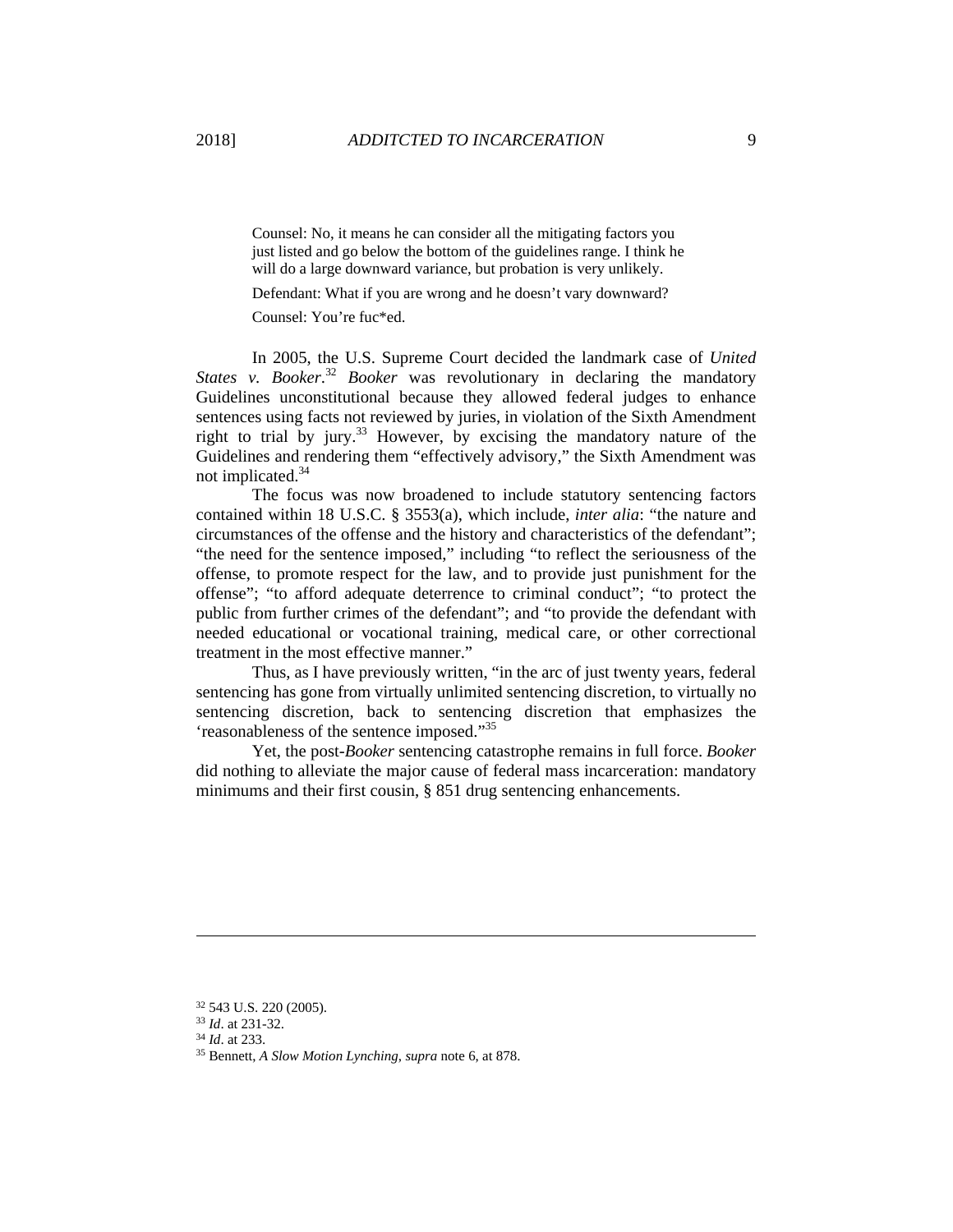> Counsel: No, it means he can consider all the mitigating factors you just listed and go below the bottom of the guidelines range. I think he will do a large downward variance, but probation is very unlikely.
>
> Defendant: What if you are wrong and he doesn't vary downward?
>
> Counsel: You're fuc*ed.

In 2005, the U.S. Supreme Court decided the landmark case of *United States v. Booker*.[32] *Booker* was revolutionary in declaring the mandatory Guidelines unconstitutional because they allowed federal judges to enhance sentences using facts not reviewed by juries, in violation of the Sixth Amendment right to trial by jury.[33] However, by excising the mandatory nature of the Guidelines and rendering them "effectively advisory," the Sixth Amendment was not implicated.[34]

The focus was now broadened to include statutory sentencing factors contained within 18 U.S.C. § 3553(a), which include, *inter alia*: "the nature and circumstances of the offense and the history and characteristics of the defendant"; "the need for the sentence imposed," including "to reflect the seriousness of the offense, to promote respect for the law, and to provide just punishment for the offense"; "to afford adequate deterrence to criminal conduct"; "to protect the public from further crimes of the defendant"; and "to provide the defendant with needed educational or vocational training, medical care, or other correctional treatment in the most effective manner."

Thus, as I have previously written, "in the arc of just twenty years, federal sentencing has gone from virtually unlimited sentencing discretion, to virtually no sentencing discretion, back to sentencing discretion that emphasizes the 'reasonableness of the sentence imposed.'"[35]

Yet, the post-*Booker* sentencing catastrophe remains in full force. *Booker* did nothing to alleviate the major cause of federal mass incarceration: mandatory minimums and their first cousin, § 851 drug sentencing enhancements.

---

[32] 543 U.S. 220 (2005).

[33] *Id*. at 231-32.

[34] *Id*. at 233.

[35] Bennett, *A Slow Motion Lynching*, *supra* note 6, at 878.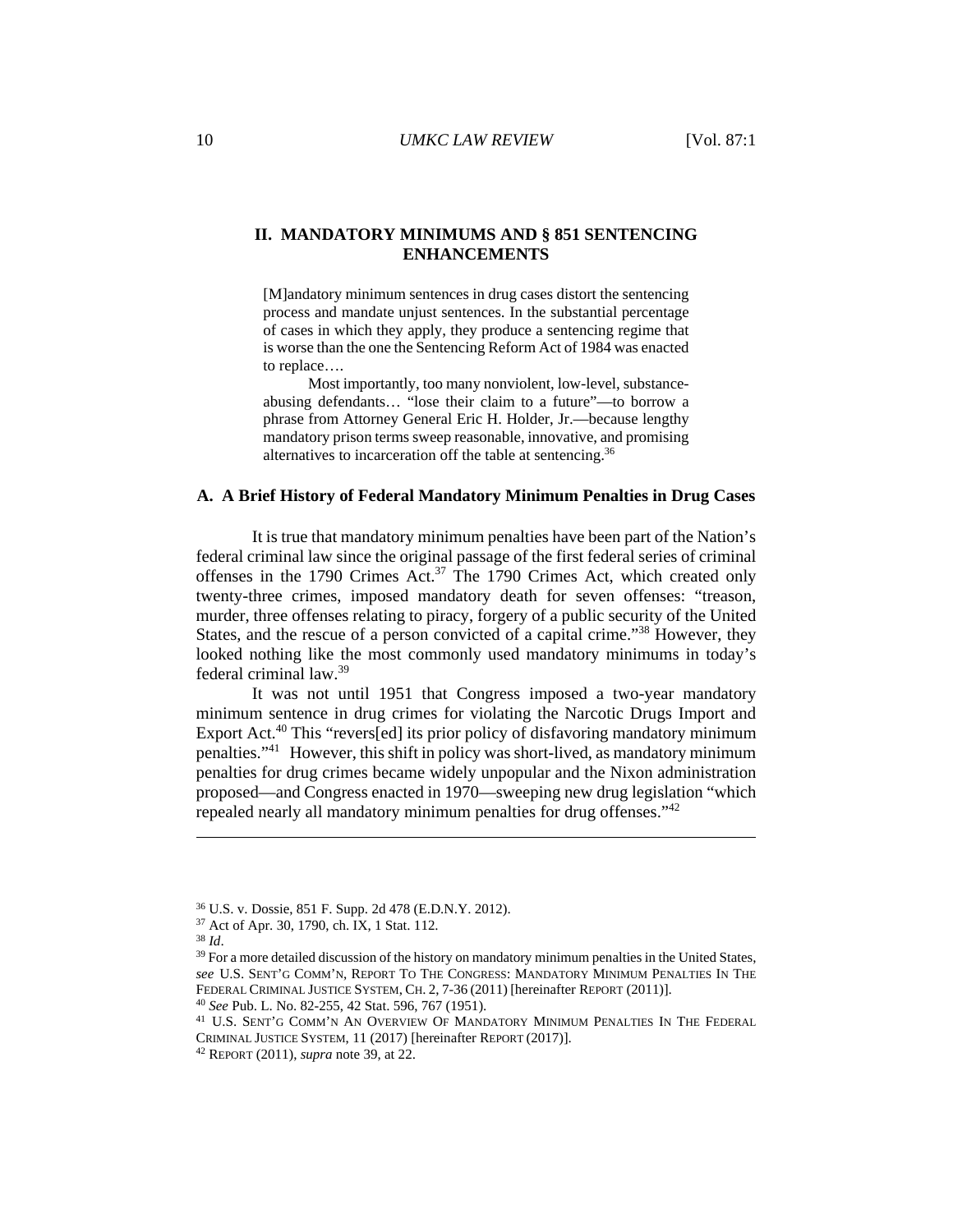## II. MANDATORY MINIMUMS AND § 851 SENTENCING ENHANCEMENTS

> [M]andatory minimum sentences in drug cases distort the sentencing process and mandate unjust sentences. In the substantial percentage of cases in which they apply, they produce a sentencing regime that is worse than the one the Sentencing Reform Act of 1984 was enacted to replace….
>
> Most importantly, too many nonviolent, low-level, substance-abusing defendants… "lose their claim to a future"—to borrow a phrase from Attorney General Eric H. Holder, Jr.—because lengthy mandatory prison terms sweep reasonable, innovative, and promising alternatives to incarceration off the table at sentencing.[36]

### A. A Brief History of Federal Mandatory Minimum Penalties in Drug Cases

It is true that mandatory minimum penalties have been part of the Nation's federal criminal law since the original passage of the first federal series of criminal offenses in the 1790 Crimes Act.[37] The 1790 Crimes Act, which created only twenty-three crimes, imposed mandatory death for seven offenses: "treason, murder, three offenses relating to piracy, forgery of a public security of the United States, and the rescue of a person convicted of a capital crime."[38] However, they looked nothing like the most commonly used mandatory minimums in today's federal criminal law.[39]

It was not until 1951 that Congress imposed a two-year mandatory minimum sentence in drug crimes for violating the Narcotic Drugs Import and Export Act.[40] This "revers[ed] its prior policy of disfavoring mandatory minimum penalties."[41] However, this shift in policy was short-lived, as mandatory minimum penalties for drug crimes became widely unpopular and the Nixon administration proposed—and Congress enacted in 1970—sweeping new drug legislation "which repealed nearly all mandatory minimum penalties for drug offenses."[42]

---

[36] U.S. v. Dossie, 851 F. Supp. 2d 478 (E.D.N.Y. 2012).

[37] Act of Apr. 30, 1790, ch. IX, 1 Stat. 112.

[38] *Id*.

[39] For a more detailed discussion of the history on mandatory minimum penalties in the United States, *see* U.S. SENT'G COMM'N, REPORT TO THE CONGRESS: MANDATORY MINIMUM PENALTIES IN THE FEDERAL CRIMINAL JUSTICE SYSTEM, CH. 2, 7-36 (2011) [hereinafter REPORT (2011)].

[40] *See* Pub. L. No. 82-255, 42 Stat. 596, 767 (1951).

[41] U.S. SENT'G COMM'N AN OVERVIEW OF MANDATORY MINIMUM PENALTIES IN THE FEDERAL CRIMINAL JUSTICE SYSTEM, 11 (2017) [hereinafter REPORT (2017)].

[42] REPORT (2011), *supra* note 39, at 22.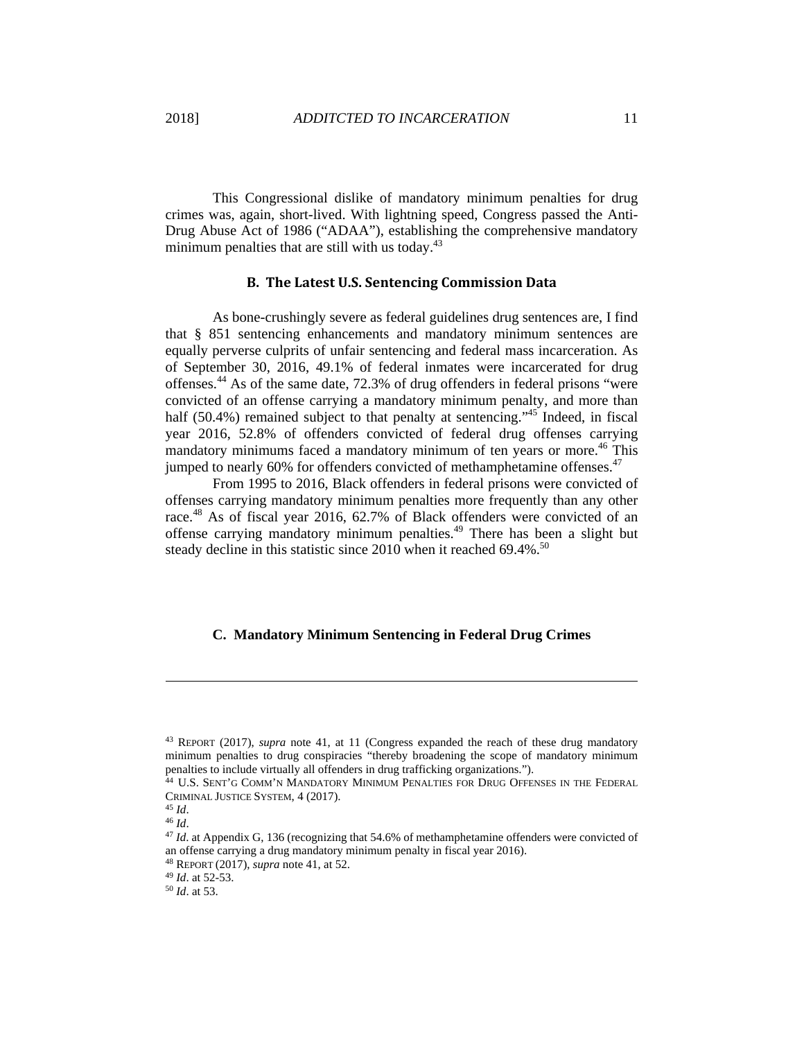This Congressional dislike of mandatory minimum penalties for drug crimes was, again, short-lived. With lightning speed, Congress passed the Anti-Drug Abuse Act of 1986 ("ADAA"), establishing the comprehensive mandatory minimum penalties that are still with us today.[43]

### B. The Latest U.S. Sentencing Commission Data

As bone-crushingly severe as federal guidelines drug sentences are, I find that § 851 sentencing enhancements and mandatory minimum sentences are equally perverse culprits of unfair sentencing and federal mass incarceration. As of September 30, 2016, 49.1% of federal inmates were incarcerated for drug offenses.[44] As of the same date, 72.3% of drug offenders in federal prisons "were convicted of an offense carrying a mandatory minimum penalty, and more than half (50.4%) remained subject to that penalty at sentencing."[45] Indeed, in fiscal year 2016, 52.8% of offenders convicted of federal drug offenses carrying mandatory minimums faced a mandatory minimum of ten years or more.[46] This jumped to nearly 60% for offenders convicted of methamphetamine offenses.[47]

From 1995 to 2016, Black offenders in federal prisons were convicted of offenses carrying mandatory minimum penalties more frequently than any other race.[48] As of fiscal year 2016, 62.7% of Black offenders were convicted of an offense carrying mandatory minimum penalties.[49] There has been a slight but steady decline in this statistic since 2010 when it reached 69.4%.[50]

### C. Mandatory Minimum Sentencing in Federal Drug Crimes

---

[43] REPORT (2017), *supra* note 41, at 11 (Congress expanded the reach of these drug mandatory minimum penalties to drug conspiracies "thereby broadening the scope of mandatory minimum penalties to include virtually all offenders in drug trafficking organizations.").

[44] U.S. SENT'G COMM'N MANDATORY MINIMUM PENALTIES FOR DRUG OFFENSES IN THE FEDERAL CRIMINAL JUSTICE SYSTEM, 4 (2017).

[45] *Id*.

[46] *Id*.

[47] *Id*. at Appendix G, 136 (recognizing that 54.6% of methamphetamine offenders were convicted of an offense carrying a drug mandatory minimum penalty in fiscal year 2016).

[48] REPORT (2017), *supra* note 41, at 52.

[49] *Id*. at 52-53.

[50] *Id*. at 53.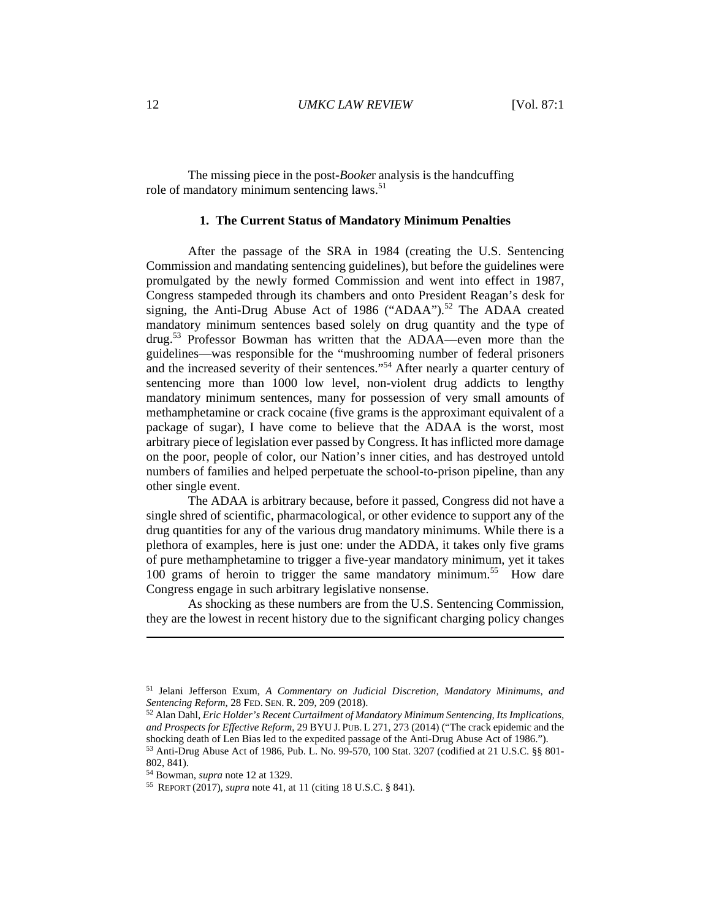The missing piece in the post-*Booke*r analysis is the handcuffing role of mandatory minimum sentencing laws.[51]

### 1. The Current Status of Mandatory Minimum Penalties

After the passage of the SRA in 1984 (creating the U.S. Sentencing Commission and mandating sentencing guidelines), but before the guidelines were promulgated by the newly formed Commission and went into effect in 1987, Congress stampeded through its chambers and onto President Reagan's desk for signing, the Anti-Drug Abuse Act of 1986 ("ADAA").[52] The ADAA created mandatory minimum sentences based solely on drug quantity and the type of drug.[53] Professor Bowman has written that the ADAA—even more than the guidelines—was responsible for the "mushrooming number of federal prisoners and the increased severity of their sentences."[54] After nearly a quarter century of sentencing more than 1000 low level, non-violent drug addicts to lengthy mandatory minimum sentences, many for possession of very small amounts of methamphetamine or crack cocaine (five grams is the approximant equivalent of a package of sugar), I have come to believe that the ADAA is the worst, most arbitrary piece of legislation ever passed by Congress. It has inflicted more damage on the poor, people of color, our Nation's inner cities, and has destroyed untold numbers of families and helped perpetuate the school-to-prison pipeline, than any other single event.

The ADAA is arbitrary because, before it passed, Congress did not have a single shred of scientific, pharmacological, or other evidence to support any of the drug quantities for any of the various drug mandatory minimums. While there is a plethora of examples, here is just one: under the ADDA, it takes only five grams of pure methamphetamine to trigger a five-year mandatory minimum, yet it takes 100 grams of heroin to trigger the same mandatory minimum.[55] How dare Congress engage in such arbitrary legislative nonsense.

As shocking as these numbers are from the U.S. Sentencing Commission, they are the lowest in recent history due to the significant charging policy changes

---

[51] Jelani Jefferson Exum, *A Commentary on Judicial Discretion, Mandatory Minimums, and Sentencing Reform*, 28 FED. SEN. R. 209, 209 (2018).

[52] Alan Dahl, *Eric Holder's Recent Curtailment of Mandatory Minimum Sentencing, Its Implications, and Prospects for Effective Reform*, 29 BYU J. PUB. L 271, 273 (2014) ("The crack epidemic and the shocking death of Len Bias led to the expedited passage of the Anti-Drug Abuse Act of 1986.").

[53] Anti-Drug Abuse Act of 1986, Pub. L. No. 99-570, 100 Stat. 3207 (codified at 21 U.S.C. §§ 801-802, 841).

[54] Bowman, *supra* note 12 at 1329.

[55] REPORT (2017), *supra* note 41, at 11 (citing 18 U.S.C. § 841).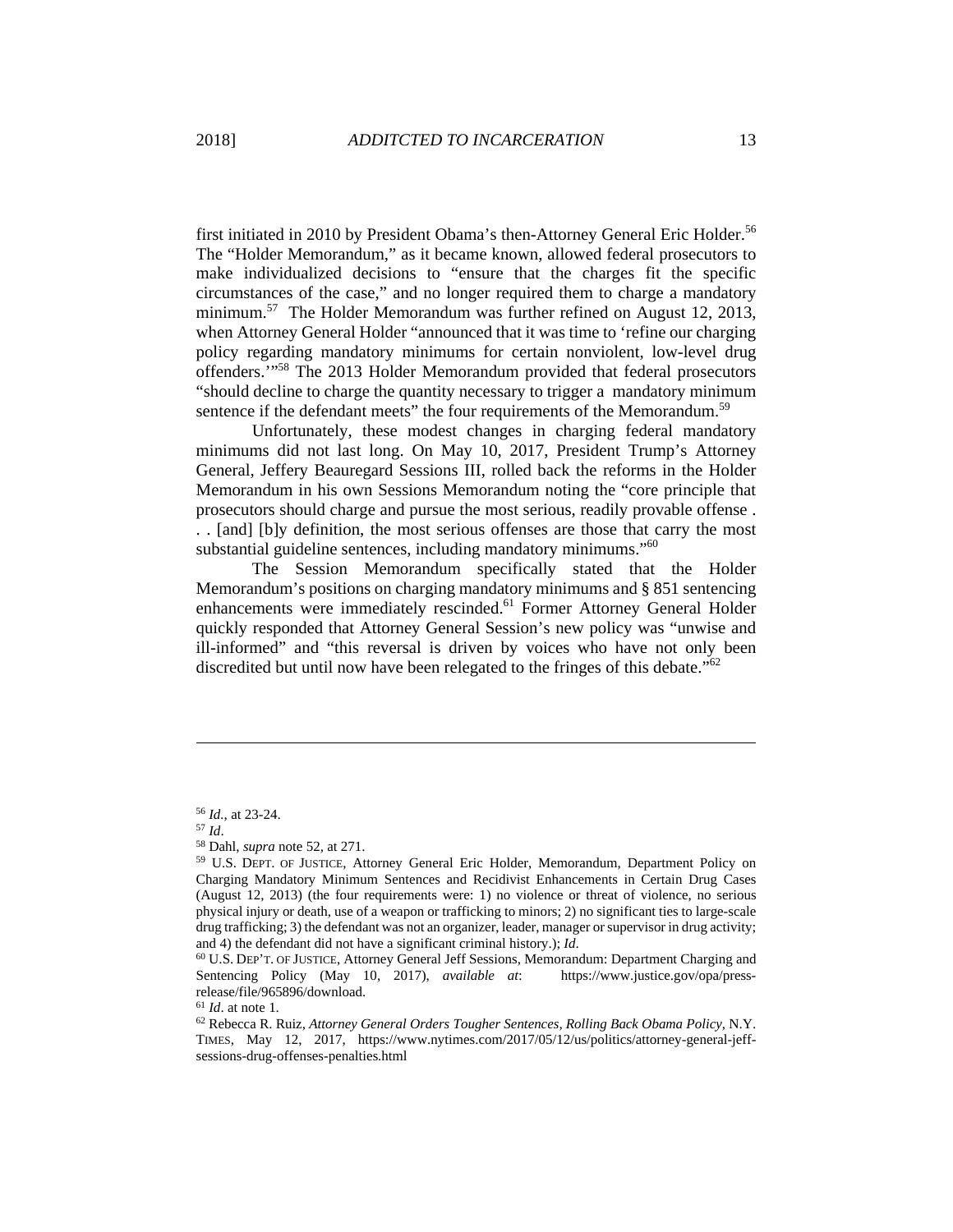first initiated in 2010 by President Obama's then-Attorney General Eric Holder.[56] The "Holder Memorandum," as it became known, allowed federal prosecutors to make individualized decisions to "ensure that the charges fit the specific circumstances of the case," and no longer required them to charge a mandatory minimum.[57] The Holder Memorandum was further refined on August 12, 2013, when Attorney General Holder "announced that it was time to 'refine our charging policy regarding mandatory minimums for certain nonviolent, low-level drug offenders.'"[58] The 2013 Holder Memorandum provided that federal prosecutors "should decline to charge the quantity necessary to trigger a mandatory minimum sentence if the defendant meets" the four requirements of the Memorandum.[59]

Unfortunately, these modest changes in charging federal mandatory minimums did not last long. On May 10, 2017, President Trump's Attorney General, Jeffery Beauregard Sessions III, rolled back the reforms in the Holder Memorandum in his own Sessions Memorandum noting the "core principle that prosecutors should charge and pursue the most serious, readily provable offense . . . [and] [b]y definition, the most serious offenses are those that carry the most substantial guideline sentences, including mandatory minimums."[60]

The Session Memorandum specifically stated that the Holder Memorandum's positions on charging mandatory minimums and § 851 sentencing enhancements were immediately rescinded.[61] Former Attorney General Holder quickly responded that Attorney General Session's new policy was "unwise and ill-informed" and "this reversal is driven by voices who have not only been discredited but until now have been relegated to the fringes of this debate."[62]

---

[56] *Id.*, at 23-24.

[57] *Id*.

[58] Dahl, *supra* note 52, at 271.

[59] U.S. DEPT. OF JUSTICE, Attorney General Eric Holder, Memorandum, Department Policy on Charging Mandatory Minimum Sentences and Recidivist Enhancements in Certain Drug Cases (August 12, 2013) (the four requirements were: 1) no violence or threat of violence, no serious physical injury or death, use of a weapon or trafficking to minors; 2) no significant ties to large-scale drug trafficking; 3) the defendant was not an organizer, leader, manager or supervisor in drug activity; and 4) the defendant did not have a significant criminal history.); *Id*.

[60] U.S. DEP'T. OF JUSTICE, Attorney General Jeff Sessions, Memorandum: Department Charging and Sentencing Policy (May 10, 2017), *available at*: https://www.justice.gov/opa/press-release/file/965896/download.

[61] *Id*. at note 1.

[62] Rebecca R. Ruiz, *Attorney General Orders Tougher Sentences, Rolling Back Obama Policy*, N.Y. TIMES, May 12, 2017, https://www.nytimes.com/2017/05/12/us/politics/attorney-general-jeff-sessions-drug-offenses-penalties.html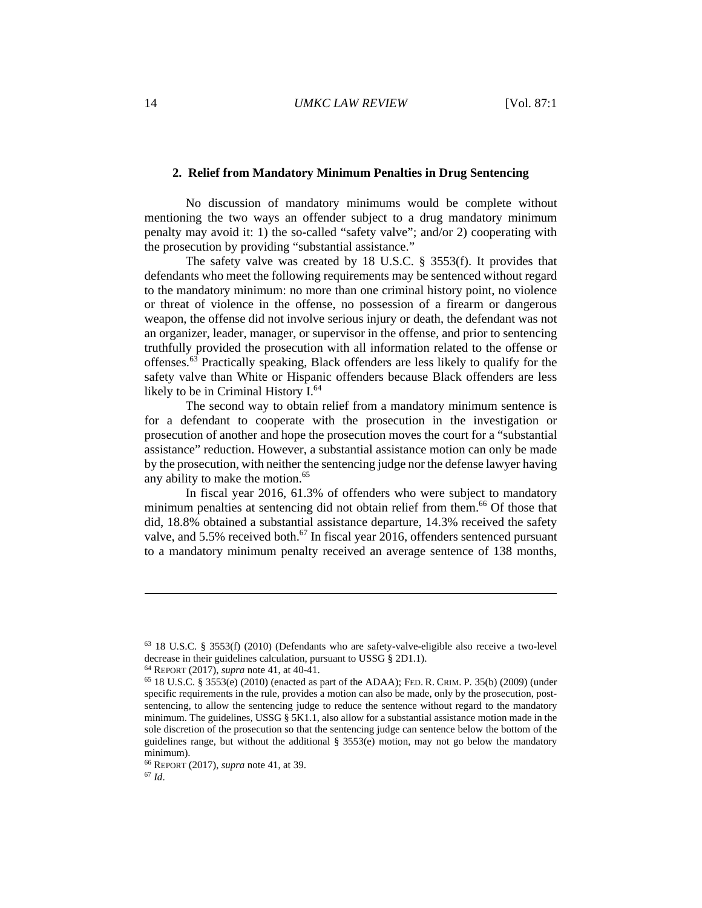### 2. Relief from Mandatory Minimum Penalties in Drug Sentencing

No discussion of mandatory minimums would be complete without mentioning the two ways an offender subject to a drug mandatory minimum penalty may avoid it: 1) the so-called "safety valve"; and/or 2) cooperating with the prosecution by providing "substantial assistance."

The safety valve was created by 18 U.S.C. § 3553(f). It provides that defendants who meet the following requirements may be sentenced without regard to the mandatory minimum: no more than one criminal history point, no violence or threat of violence in the offense, no possession of a firearm or dangerous weapon, the offense did not involve serious injury or death, the defendant was not an organizer, leader, manager, or supervisor in the offense, and prior to sentencing truthfully provided the prosecution with all information related to the offense or offenses.[63] Practically speaking, Black offenders are less likely to qualify for the safety valve than White or Hispanic offenders because Black offenders are less likely to be in Criminal History I.[64]

The second way to obtain relief from a mandatory minimum sentence is for a defendant to cooperate with the prosecution in the investigation or prosecution of another and hope the prosecution moves the court for a "substantial assistance" reduction. However, a substantial assistance motion can only be made by the prosecution, with neither the sentencing judge nor the defense lawyer having any ability to make the motion.[65]

In fiscal year 2016, 61.3% of offenders who were subject to mandatory minimum penalties at sentencing did not obtain relief from them.[66] Of those that did, 18.8% obtained a substantial assistance departure, 14.3% received the safety valve, and 5.5% received both.[67] In fiscal year 2016, offenders sentenced pursuant to a mandatory minimum penalty received an average sentence of 138 months,

---

[63] 18 U.S.C. § 3553(f) (2010) (Defendants who are safety-valve-eligible also receive a two-level decrease in their guidelines calculation, pursuant to USSG § 2D1.1).

[64] REPORT (2017), *supra* note 41, at 40-41.

[65] 18 U.S.C. § 3553(e) (2010) (enacted as part of the ADAA); FED. R. CRIM. P. 35(b) (2009) (under specific requirements in the rule, provides a motion can also be made, only by the prosecution, post-sentencing, to allow the sentencing judge to reduce the sentence without regard to the mandatory minimum. The guidelines, USSG § 5K1.1, also allow for a substantial assistance motion made in the sole discretion of the prosecution so that the sentencing judge can sentence below the bottom of the guidelines range, but without the additional § 3553(e) motion, may not go below the mandatory minimum).

[66] REPORT (2017), *supra* note 41, at 39.

[67] *Id*.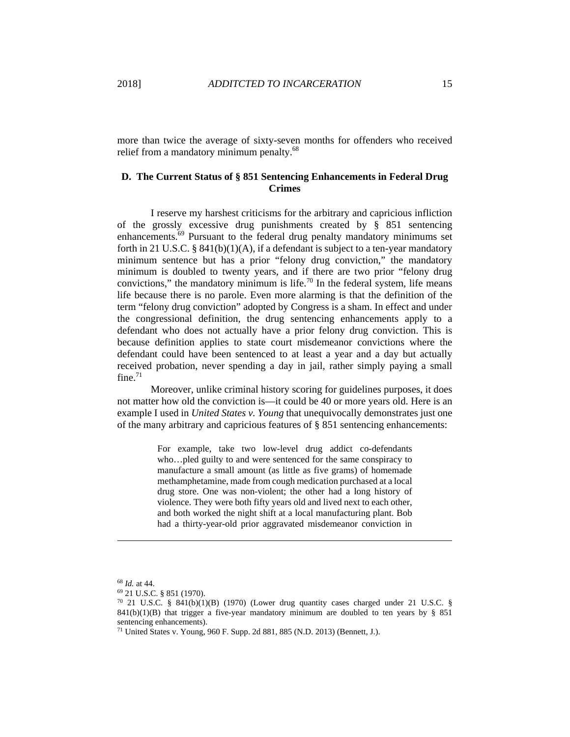more than twice the average of sixty-seven months for offenders who received relief from a mandatory minimum penalty.[68]

### D. The Current Status of § 851 Sentencing Enhancements in Federal Drug Crimes

I reserve my harshest criticisms for the arbitrary and capricious infliction of the grossly excessive drug punishments created by § 851 sentencing enhancements.[69] Pursuant to the federal drug penalty mandatory minimums set forth in 21 U.S.C. § 841(b)(1)(A), if a defendant is subject to a ten-year mandatory minimum sentence but has a prior "felony drug conviction," the mandatory minimum is doubled to twenty years, and if there are two prior "felony drug convictions," the mandatory minimum is life.[70] In the federal system, life means life because there is no parole. Even more alarming is that the definition of the term "felony drug conviction" adopted by Congress is a sham. In effect and under the congressional definition, the drug sentencing enhancements apply to a defendant who does not actually have a prior felony drug conviction. This is because definition applies to state court misdemeanor convictions where the defendant could have been sentenced to at least a year and a day but actually received probation, never spending a day in jail, rather simply paying a small fine.[71]

Moreover, unlike criminal history scoring for guidelines purposes, it does not matter how old the conviction is—it could be 40 or more years old. Here is an example I used in *United States v. Young* that unequivocally demonstrates just one of the many arbitrary and capricious features of § 851 sentencing enhancements:

> For example, take two low-level drug addict co-defendants who…pled guilty to and were sentenced for the same conspiracy to manufacture a small amount (as little as five grams) of homemade methamphetamine, made from cough medication purchased at a local drug store. One was non-violent; the other had a long history of violence. They were both fifty years old and lived next to each other, and both worked the night shift at a local manufacturing plant. Bob had a thirty-year-old prior aggravated misdemeanor conviction in

---

[68] *Id.* at 44.

[69] 21 U.S.C. § 851 (1970).

[70] 21 U.S.C. § 841(b)(1)(B) (1970) (Lower drug quantity cases charged under 21 U.S.C. § 841(b)(1)(B) that trigger a five-year mandatory minimum are doubled to ten years by § 851 sentencing enhancements).

[71] United States v. Young, 960 F. Supp. 2d 881, 885 (N.D. 2013) (Bennett, J.).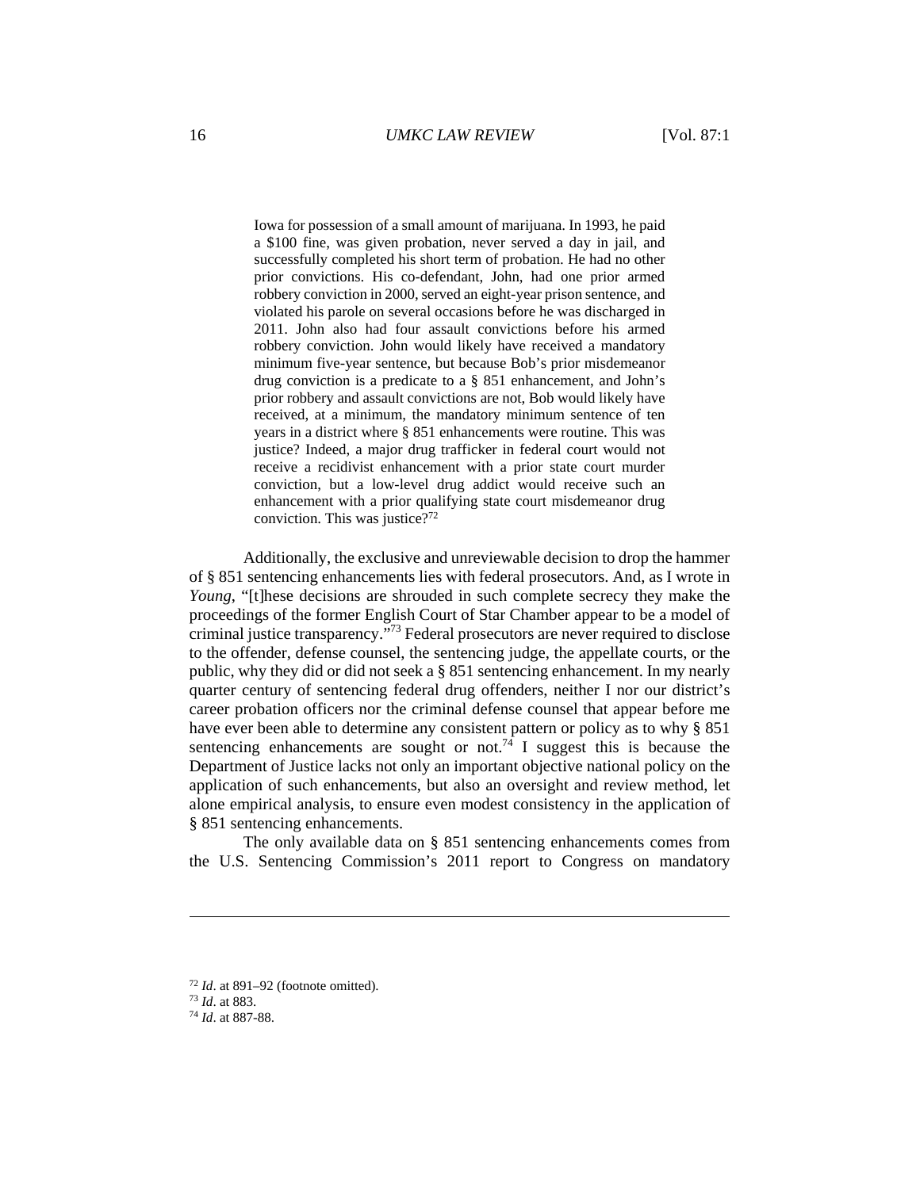> Iowa for possession of a small amount of marijuana. In 1993, he paid a $100 fine, was given probation, never served a day in jail, and successfully completed his short term of probation. He had no other prior convictions. His co-defendant, John, had one prior armed robbery conviction in 2000, served an eight-year prison sentence, and violated his parole on several occasions before he was discharged in 2011. John also had four assault convictions before his armed robbery conviction. John would likely have received a mandatory minimum five-year sentence, but because Bob's prior misdemeanor drug conviction is a predicate to a § 851 enhancement, and John's prior robbery and assault convictions are not, Bob would likely have received, at a minimum, the mandatory minimum sentence of ten years in a district where § 851 enhancements were routine. This was justice? Indeed, a major drug trafficker in federal court would not receive a recidivist enhancement with a prior state court murder conviction, but a low-level drug addict would receive such an enhancement with a prior qualifying state court misdemeanor drug conviction. This was justice?[72]

Additionally, the exclusive and unreviewable decision to drop the hammer of § 851 sentencing enhancements lies with federal prosecutors. And, as I wrote in *Young*, "[t]hese decisions are shrouded in such complete secrecy they make the proceedings of the former English Court of Star Chamber appear to be a model of criminal justice transparency."[73] Federal prosecutors are never required to disclose to the offender, defense counsel, the sentencing judge, the appellate courts, or the public, why they did or did not seek a § 851 sentencing enhancement. In my nearly quarter century of sentencing federal drug offenders, neither I nor our district's career probation officers nor the criminal defense counsel that appear before me have ever been able to determine any consistent pattern or policy as to why § 851 sentencing enhancements are sought or not.[74] I suggest this is because the Department of Justice lacks not only an important objective national policy on the application of such enhancements, but also an oversight and review method, let alone empirical analysis, to ensure even modest consistency in the application of § 851 sentencing enhancements.

The only available data on § 851 sentencing enhancements comes from the U.S. Sentencing Commission's 2011 report to Congress on mandatory

---

[72] *Id*. at 891–92 (footnote omitted).

[73] *Id*. at 883.

[74] *Id*. at 887-88.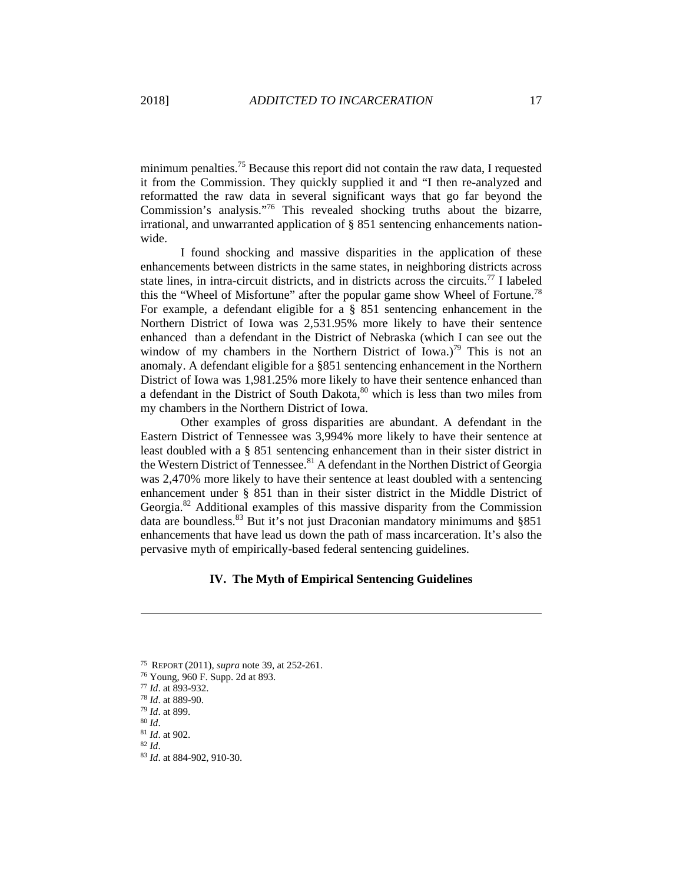minimum penalties.[75] Because this report did not contain the raw data, I requested it from the Commission. They quickly supplied it and "I then re-analyzed and reformatted the raw data in several significant ways that go far beyond the Commission's analysis."[76] This revealed shocking truths about the bizarre, irrational, and unwarranted application of § 851 sentencing enhancements nation-wide.

I found shocking and massive disparities in the application of these enhancements between districts in the same states, in neighboring districts across state lines, in intra-circuit districts, and in districts across the circuits.[77] I labeled this the "Wheel of Misfortune" after the popular game show Wheel of Fortune.[78] For example, a defendant eligible for a § 851 sentencing enhancement in the Northern District of Iowa was 2,531.95% more likely to have their sentence enhanced than a defendant in the District of Nebraska (which I can see out the window of my chambers in the Northern District of Iowa.)[79] This is not an anomaly. A defendant eligible for a §851 sentencing enhancement in the Northern District of Iowa was 1,981.25% more likely to have their sentence enhanced than a defendant in the District of South Dakota,[80] which is less than two miles from my chambers in the Northern District of Iowa.

Other examples of gross disparities are abundant. A defendant in the Eastern District of Tennessee was 3,994% more likely to have their sentence at least doubled with a § 851 sentencing enhancement than in their sister district in the Western District of Tennessee.[81] A defendant in the Northen District of Georgia was 2,470% more likely to have their sentence at least doubled with a sentencing enhancement under § 851 than in their sister district in the Middle District of Georgia.[82] Additional examples of this massive disparity from the Commission data are boundless.[83] But it's not just Draconian mandatory minimums and §851 enhancements that have lead us down the path of mass incarceration. It's also the pervasive myth of empirically-based federal sentencing guidelines.

## IV. The Myth of Empirical Sentencing Guidelines

---

[75] REPORT (2011), *supra* note 39, at 252-261.

[76] Young, 960 F. Supp. 2d at 893.

[77] *Id*. at 893-932.

[78] *Id*. at 889-90.

[79] *Id*. at 899.

[80] *Id*.

[81] *Id*. at 902.

[82] *Id*.

[83] *Id*. at 884-902, 910-30.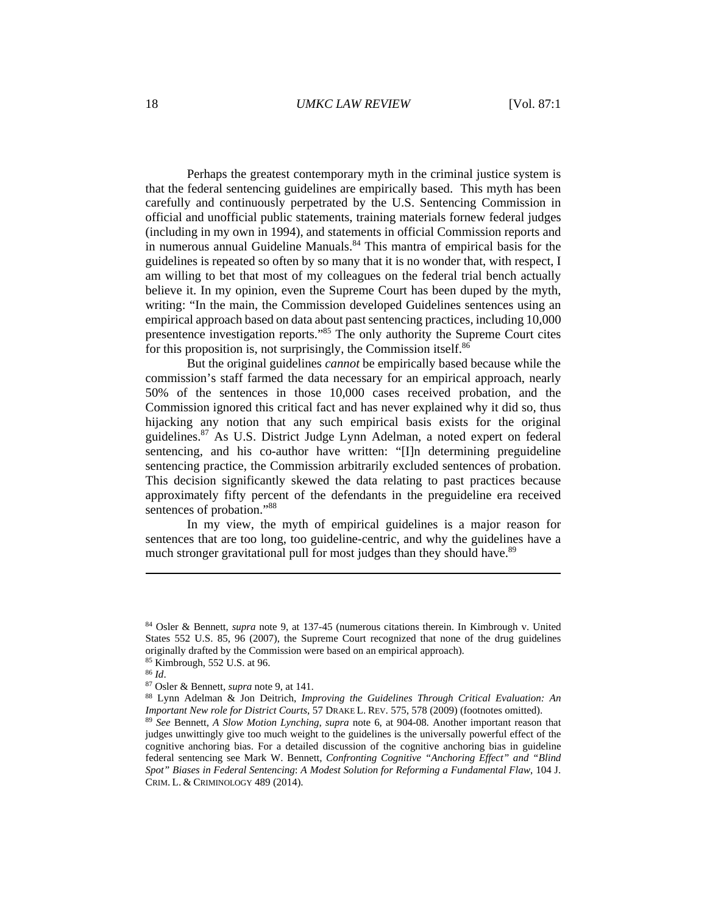Perhaps the greatest contemporary myth in the criminal justice system is that the federal sentencing guidelines are empirically based. This myth has been carefully and continuously perpetrated by the U.S. Sentencing Commission in official and unofficial public statements, training materials fornew federal judges (including in my own in 1994), and statements in official Commission reports and in numerous annual Guideline Manuals.[84] This mantra of empirical basis for the guidelines is repeated so often by so many that it is no wonder that, with respect, I am willing to bet that most of my colleagues on the federal trial bench actually believe it. In my opinion, even the Supreme Court has been duped by the myth, writing: "In the main, the Commission developed Guidelines sentences using an empirical approach based on data about past sentencing practices, including 10,000 presentence investigation reports."[85] The only authority the Supreme Court cites for this proposition is, not surprisingly, the Commission itself.[86]

But the original guidelines *cannot* be empirically based because while the commission's staff farmed the data necessary for an empirical approach, nearly 50% of the sentences in those 10,000 cases received probation, and the Commission ignored this critical fact and has never explained why it did so, thus hijacking any notion that any such empirical basis exists for the original guidelines.[87] As U.S. District Judge Lynn Adelman, a noted expert on federal sentencing, and his co-author have written: "[I]n determining preguideline sentencing practice, the Commission arbitrarily excluded sentences of probation. This decision significantly skewed the data relating to past practices because approximately fifty percent of the defendants in the preguideline era received sentences of probation."[88]

In my view, the myth of empirical guidelines is a major reason for sentences that are too long, too guideline-centric, and why the guidelines have a much stronger gravitational pull for most judges than they should have.[89]

---

[84] Osler & Bennett, *supra* note 9, at 137-45 (numerous citations therein. In Kimbrough v. United States 552 U.S. 85, 96 (2007), the Supreme Court recognized that none of the drug guidelines originally drafted by the Commission were based on an empirical approach).

[85] Kimbrough, 552 U.S. at 96.

[86] *Id*.

[87] Osler & Bennett, *supra* note 9, at 141.

[88] Lynn Adelman & Jon Deitrich, *Improving the Guidelines Through Critical Evaluation: An Important New role for District Courts*, 57 DRAKE L. REV. 575, 578 (2009) (footnotes omitted).

[89] *See* Bennett, *A Slow Motion Lynching, supra* note 6, at 904-08. Another important reason that judges unwittingly give too much weight to the guidelines is the universally powerful effect of the cognitive anchoring bias. For a detailed discussion of the cognitive anchoring bias in guideline federal sentencing see Mark W. Bennett, *Confronting Cognitive "Anchoring Effect" and "Blind Spot" Biases in Federal Sentencing*: *A Modest Solution for Reforming a Fundamental Flaw*, 104 J. CRIM. L. & CRIMINOLOGY 489 (2014).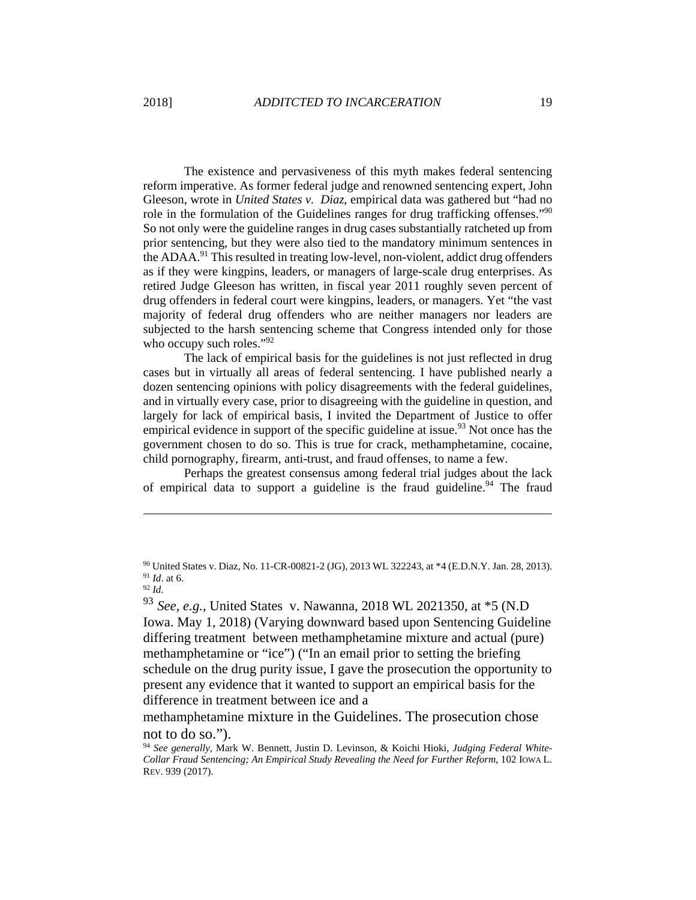The existence and pervasiveness of this myth makes federal sentencing reform imperative. As former federal judge and renowned sentencing expert, John Gleeson, wrote in *United States v. Diaz*, empirical data was gathered but "had no role in the formulation of the Guidelines ranges for drug trafficking offenses."[90] So not only were the guideline ranges in drug cases substantially ratcheted up from prior sentencing, but they were also tied to the mandatory minimum sentences in the ADAA.[91] This resulted in treating low-level, non-violent, addict drug offenders as if they were kingpins, leaders, or managers of large-scale drug enterprises. As retired Judge Gleeson has written, in fiscal year 2011 roughly seven percent of drug offenders in federal court were kingpins, leaders, or managers. Yet "the vast majority of federal drug offenders who are neither managers nor leaders are subjected to the harsh sentencing scheme that Congress intended only for those who occupy such roles."[92]

The lack of empirical basis for the guidelines is not just reflected in drug cases but in virtually all areas of federal sentencing. I have published nearly a dozen sentencing opinions with policy disagreements with the federal guidelines, and in virtually every case, prior to disagreeing with the guideline in question, and largely for lack of empirical basis, I invited the Department of Justice to offer empirical evidence in support of the specific guideline at issue.[93] Not once has the government chosen to do so. This is true for crack, methamphetamine, cocaine, child pornography, firearm, anti-trust, and fraud offenses, to name a few.

Perhaps the greatest consensus among federal trial judges about the lack of empirical data to support a guideline is the fraud guideline.[94] The fraud

---

[90] United States v. Diaz, No. 11-CR-00821-2 (JG), 2013 WL 322243, at *4 (E.D.N.Y. Jan. 28, 2013).

[91] *Id*. at 6.

[92] *Id*.

[93] *See, e.g.*, United States v. Nawanna, 2018 WL 2021350, at *5 (N.D Iowa. May 1, 2018) (Varying downward based upon Sentencing Guideline differing treatment between methamphetamine mixture and actual (pure) methamphetamine or "ice") ("In an email prior to setting the briefing schedule on the drug purity issue, I gave the prosecution the opportunity to present any evidence that it wanted to support an empirical basis for the difference in treatment between ice and a methamphetamine mixture in the Guidelines. The prosecution chose not to do so.").

[94] *See generally*, Mark W. Bennett, Justin D. Levinson, & Koichi Hioki, *Judging Federal White-Collar Fraud Sentencing; An Empirical Study Revealing the Need for Further Reform*, 102 IOWA L. REV. 939 (2017).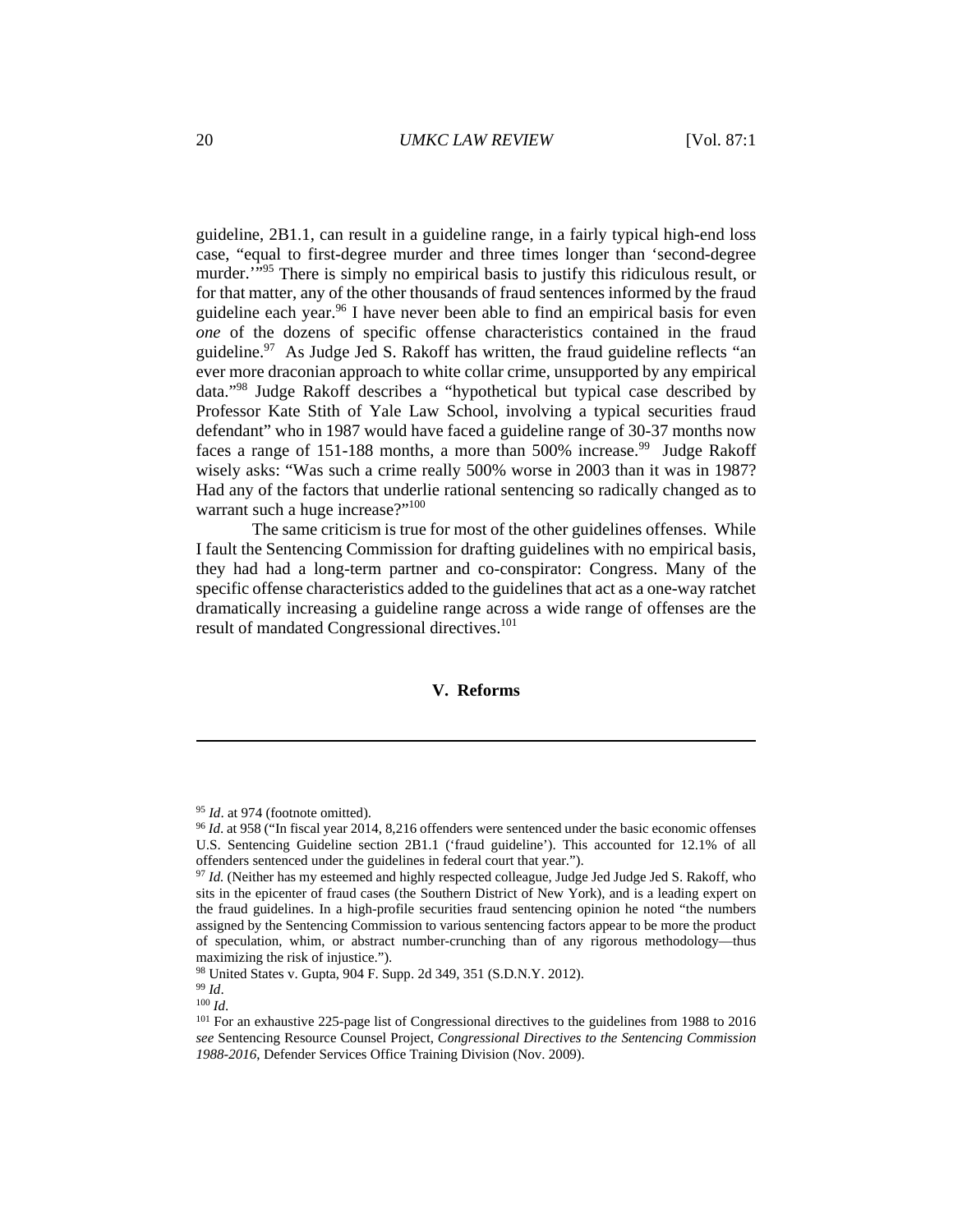guideline, 2B1.1, can result in a guideline range, in a fairly typical high-end loss case, "equal to first-degree murder and three times longer than 'second-degree murder.'"[95] There is simply no empirical basis to justify this ridiculous result, or for that matter, any of the other thousands of fraud sentences informed by the fraud guideline each year.[96] I have never been able to find an empirical basis for even *one* of the dozens of specific offense characteristics contained in the fraud guideline.[97] As Judge Jed S. Rakoff has written, the fraud guideline reflects "an ever more draconian approach to white collar crime, unsupported by any empirical data."[98] Judge Rakoff describes a "hypothetical but typical case described by Professor Kate Stith of Yale Law School, involving a typical securities fraud defendant" who in 1987 would have faced a guideline range of 30-37 months now faces a range of 151-188 months, a more than 500% increase.[99] Judge Rakoff wisely asks: "Was such a crime really 500% worse in 2003 than it was in 1987? Had any of the factors that underlie rational sentencing so radically changed as to warrant such a huge increase?"[100]

The same criticism is true for most of the other guidelines offenses. While I fault the Sentencing Commission for drafting guidelines with no empirical basis, they had had a long-term partner and co-conspirator: Congress. Many of the specific offense characteristics added to the guidelines that act as a one-way ratchet dramatically increasing a guideline range across a wide range of offenses are the result of mandated Congressional directives.[101]

## V. Reforms

---

[95] *Id*. at 974 (footnote omitted).

[96] *Id*. at 958 ("In fiscal year 2014, 8,216 offenders were sentenced under the basic economic offenses U.S. Sentencing Guideline section 2B1.1 ('fraud guideline'). This accounted for 12.1% of all offenders sentenced under the guidelines in federal court that year.").

[97] *Id.* (Neither has my esteemed and highly respected colleague, Judge Jed Judge Jed S. Rakoff, who sits in the epicenter of fraud cases (the Southern District of New York), and is a leading expert on the fraud guidelines. In a high-profile securities fraud sentencing opinion he noted "the numbers assigned by the Sentencing Commission to various sentencing factors appear to be more the product of speculation, whim, or abstract number-crunching than of any rigorous methodology—thus maximizing the risk of injustice.").

[98] United States v. Gupta, 904 F. Supp. 2d 349, 351 (S.D.N.Y. 2012).

[99] *Id*.

[100] *Id*.

[101] For an exhaustive 225-page list of Congressional directives to the guidelines from 1988 to 2016 *see* Sentencing Resource Counsel Project, *Congressional Directives to the Sentencing Commission 1988-2016*, Defender Services Office Training Division (Nov. 2009).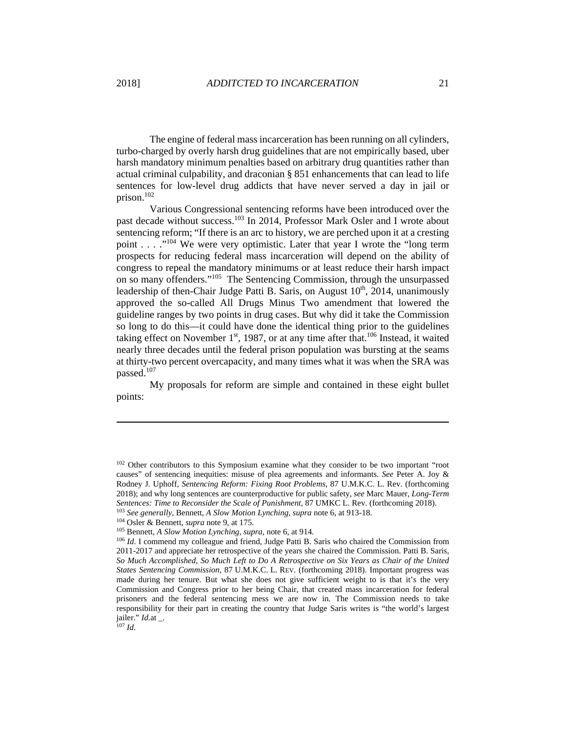The engine of federal mass incarceration has been running on all cylinders, turbo-charged by overly harsh drug guidelines that are not empirically based, uber harsh mandatory minimum penalties based on arbitrary drug quantities rather than actual criminal culpability, and draconian § 851 enhancements that can lead to life sentences for low-level drug addicts that have never served a day in jail or prison.[102]

Various Congressional sentencing reforms have been introduced over the past decade without success.[103] In 2014, Professor Mark Osler and I wrote about sentencing reform; "If there is an arc to history, we are perched upon it at a cresting point . . . ."[104] We were very optimistic. Later that year I wrote the "long term prospects for reducing federal mass incarceration will depend on the ability of congress to repeal the mandatory minimums or at least reduce their harsh impact on so many offenders."[105] The Sentencing Commission, through the unsurpassed leadership of then-Chair Judge Patti B. Saris, on August 10th, 2014, unanimously approved the so-called All Drugs Minus Two amendment that lowered the guideline ranges by two points in drug cases. But why did it take the Commission so long to do this—it could have done the identical thing prior to the guidelines taking effect on November 1st, 1987, or at any time after that.[106] Instead, it waited nearly three decades until the federal prison population was bursting at the seams at thirty-two percent overcapacity, and many times what it was when the SRA was passed.[107]

My proposals for reform are simple and contained in these eight bullet points:

---

[102] Other contributors to this Symposium examine what they consider to be two important "root causes" of sentencing inequities: misuse of plea agreements and informants. *See* Peter A. Joy & Rodney J. Uphoff, *Sentencing Reform: Fixing Root Problems*, 87 U.M.K.C. L. Rev. (forthcoming 2018); and why long sentences are counterproductive for public safety, *see* Marc Mauer, *Long-Term Sentences: Time to Reconsider the Scale of Punishment*, 87 UMKC L. Rev. (forthcoming 2018).

[103] *See generally*, Bennett, *A Slow Motion Lynching*, *supra* note 6, at 913-18.

[104] Osler & Bennett, *supra* note 9, at 175.

[105] Bennett, *A Slow Motion Lynching*, *supra*, note 6, at 914.

[106] *Id*. I commend my colleague and friend, Judge Patti B. Saris who chaired the Commission from 2011-2017 and appreciate her retrospective of the years she chaired the Commission. Patti B. Saris, *So Much Accomplished, So Much Left to Do A Retrospective on Six Years as Chair of the United States Sentencing Commission*, 87 U.M.K.C. L. REV. (forthcoming 2018). Important progress was made during her tenure. But what she does not give sufficient weight to is that it's the very Commission and Congress prior to her being Chair, that created mass incarceration for federal prisoners and the federal sentencing mess we are now in. The Commission needs to take responsibility for their part in creating the country that Judge Saris writes is "the world's largest jailer." *Id.*at _.

[107] *Id*.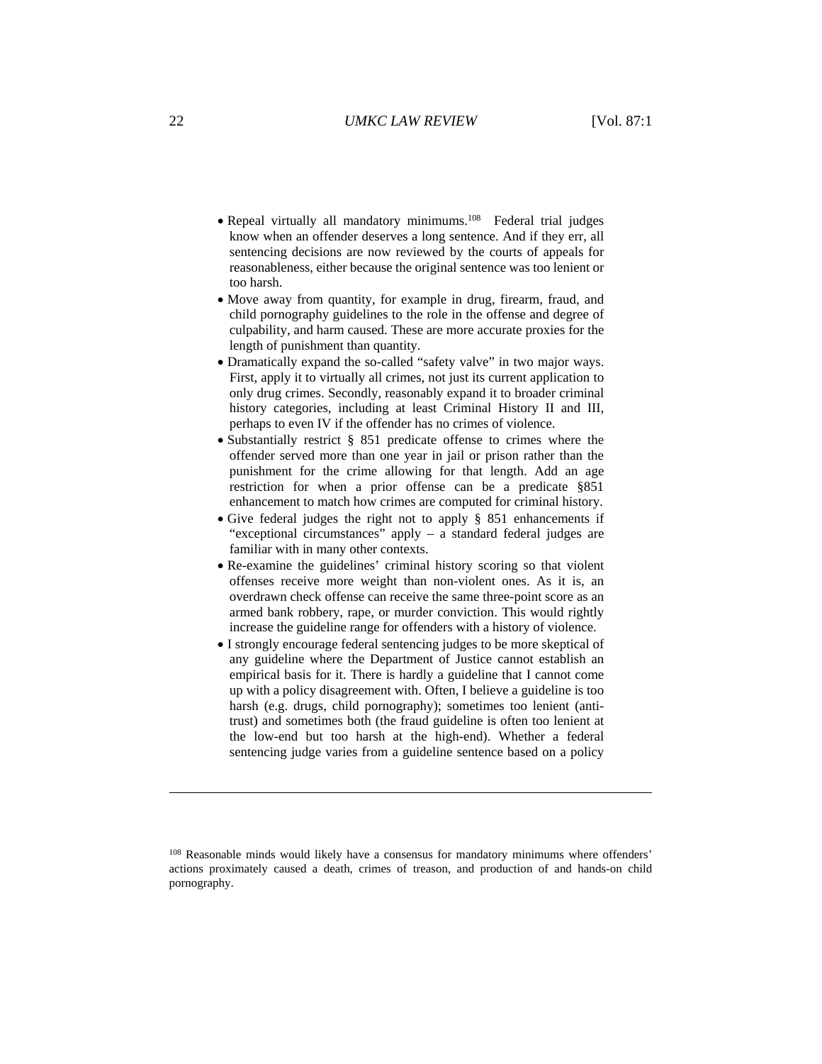- Repeal virtually all mandatory minimums.[108] Federal trial judges know when an offender deserves a long sentence. And if they err, all sentencing decisions are now reviewed by the courts of appeals for reasonableness, either because the original sentence was too lenient or too harsh.
- Move away from quantity, for example in drug, firearm, fraud, and child pornography guidelines to the role in the offense and degree of culpability, and harm caused. These are more accurate proxies for the length of punishment than quantity.
- Dramatically expand the so-called "safety valve" in two major ways. First, apply it to virtually all crimes, not just its current application to only drug crimes. Secondly, reasonably expand it to broader criminal history categories, including at least Criminal History II and III, perhaps to even IV if the offender has no crimes of violence.
- Substantially restrict § 851 predicate offense to crimes where the offender served more than one year in jail or prison rather than the punishment for the crime allowing for that length. Add an age restriction for when a prior offense can be a predicate §851 enhancement to match how crimes are computed for criminal history.
- Give federal judges the right not to apply § 851 enhancements if "exceptional circumstances" apply – a standard federal judges are familiar with in many other contexts.
- Re-examine the guidelines' criminal history scoring so that violent offenses receive more weight than non-violent ones. As it is, an overdrawn check offense can receive the same three-point score as an armed bank robbery, rape, or murder conviction. This would rightly increase the guideline range for offenders with a history of violence.
- I strongly encourage federal sentencing judges to be more skeptical of any guideline where the Department of Justice cannot establish an empirical basis for it. There is hardly a guideline that I cannot come up with a policy disagreement with. Often, I believe a guideline is too harsh (e.g. drugs, child pornography); sometimes too lenient (anti-trust) and sometimes both (the fraud guideline is often too lenient at the low-end but too harsh at the high-end). Whether a federal sentencing judge varies from a guideline sentence based on a policy

---

[108] Reasonable minds would likely have a consensus for mandatory minimums where offenders' actions proximately caused a death, crimes of treason, and production of and hands-on child pornography.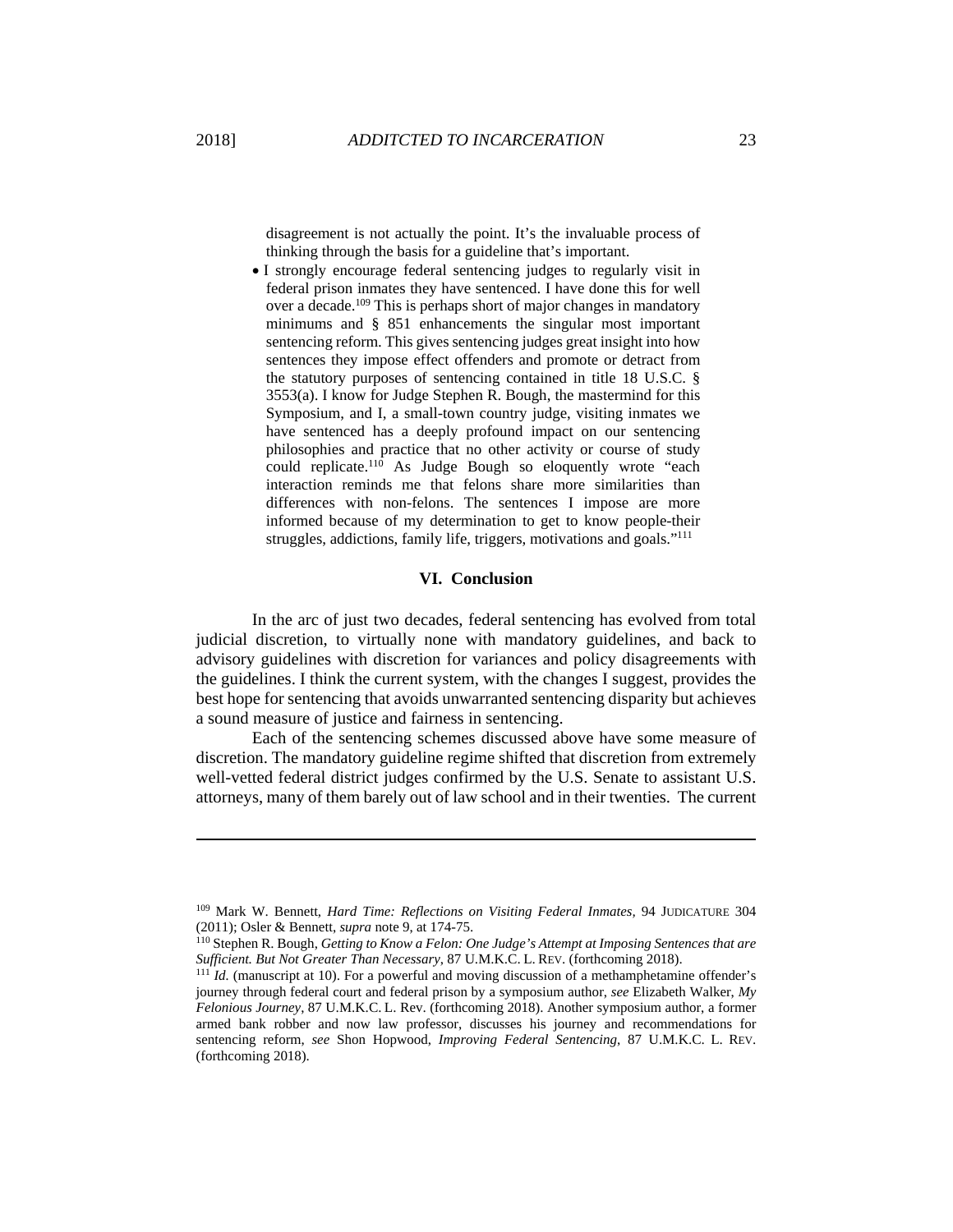disagreement is not actually the point. It's the invaluable process of thinking through the basis for a guideline that's important.

- I strongly encourage federal sentencing judges to regularly visit in federal prison inmates they have sentenced. I have done this for well over a decade.[109] This is perhaps short of major changes in mandatory minimums and § 851 enhancements the singular most important sentencing reform. This gives sentencing judges great insight into how sentences they impose effect offenders and promote or detract from the statutory purposes of sentencing contained in title 18 U.S.C. § 3553(a). I know for Judge Stephen R. Bough, the mastermind for this Symposium, and I, a small-town country judge, visiting inmates we have sentenced has a deeply profound impact on our sentencing philosophies and practice that no other activity or course of study could replicate.[110] As Judge Bough so eloquently wrote "each interaction reminds me that felons share more similarities than differences with non-felons. The sentences I impose are more informed because of my determination to get to know people-their struggles, addictions, family life, triggers, motivations and goals."[111]

## VI. Conclusion

In the arc of just two decades, federal sentencing has evolved from total judicial discretion, to virtually none with mandatory guidelines, and back to advisory guidelines with discretion for variances and policy disagreements with the guidelines. I think the current system, with the changes I suggest, provides the best hope for sentencing that avoids unwarranted sentencing disparity but achieves a sound measure of justice and fairness in sentencing.

Each of the sentencing schemes discussed above have some measure of discretion. The mandatory guideline regime shifted that discretion from extremely well-vetted federal district judges confirmed by the U.S. Senate to assistant U.S. attorneys, many of them barely out of law school and in their twenties. The current

---

[109] Mark W. Bennett, *Hard Time: Reflections on Visiting Federal Inmates*, 94 JUDICATURE 304 (2011); Osler & Bennett, *supra* note 9, at 174-75.

[110] Stephen R. Bough, *Getting to Know a Felon: One Judge's Attempt at Imposing Sentences that are Sufficient. But Not Greater Than Necessary*, 87 U.M.K.C. L. REV. (forthcoming 2018).

[111] *Id.* (manuscript at 10). For a powerful and moving discussion of a methamphetamine offender's journey through federal court and federal prison by a symposium author, *see* Elizabeth Walker, *My Felonious Journey*, 87 U.M.K.C. L. Rev. (forthcoming 2018). Another symposium author, a former armed bank robber and now law professor, discusses his journey and recommendations for sentencing reform, *see* Shon Hopwood, *Improving Federal Sentencing*, 87 U.M.K.C. L. REV. (forthcoming 2018).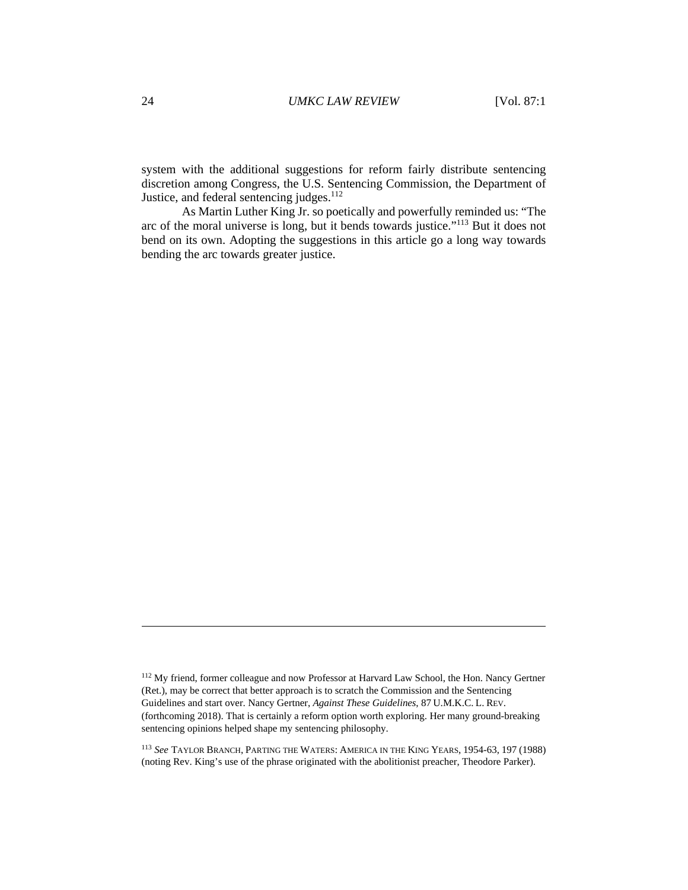system with the additional suggestions for reform fairly distribute sentencing discretion among Congress, the U.S. Sentencing Commission, the Department of Justice, and federal sentencing judges.[112]

As Martin Luther King Jr. so poetically and powerfully reminded us: "The arc of the moral universe is long, but it bends towards justice."[113] But it does not bend on its own. Adopting the suggestions in this article go a long way towards bending the arc towards greater justice.

---

[112] My friend, former colleague and now Professor at Harvard Law School, the Hon. Nancy Gertner (Ret.), may be correct that better approach is to scratch the Commission and the Sentencing Guidelines and start over. Nancy Gertner, *Against These Guidelines*, 87 U.M.K.C. L. REV. (forthcoming 2018). That is certainly a reform option worth exploring. Her many ground-breaking sentencing opinions helped shape my sentencing philosophy.

[113] *See* TAYLOR BRANCH, PARTING THE WATERS: AMERICA IN THE KING YEARS, 1954-63, 197 (1988) (noting Rev. King's use of the phrase originated with the abolitionist preacher, Theodore Parker).